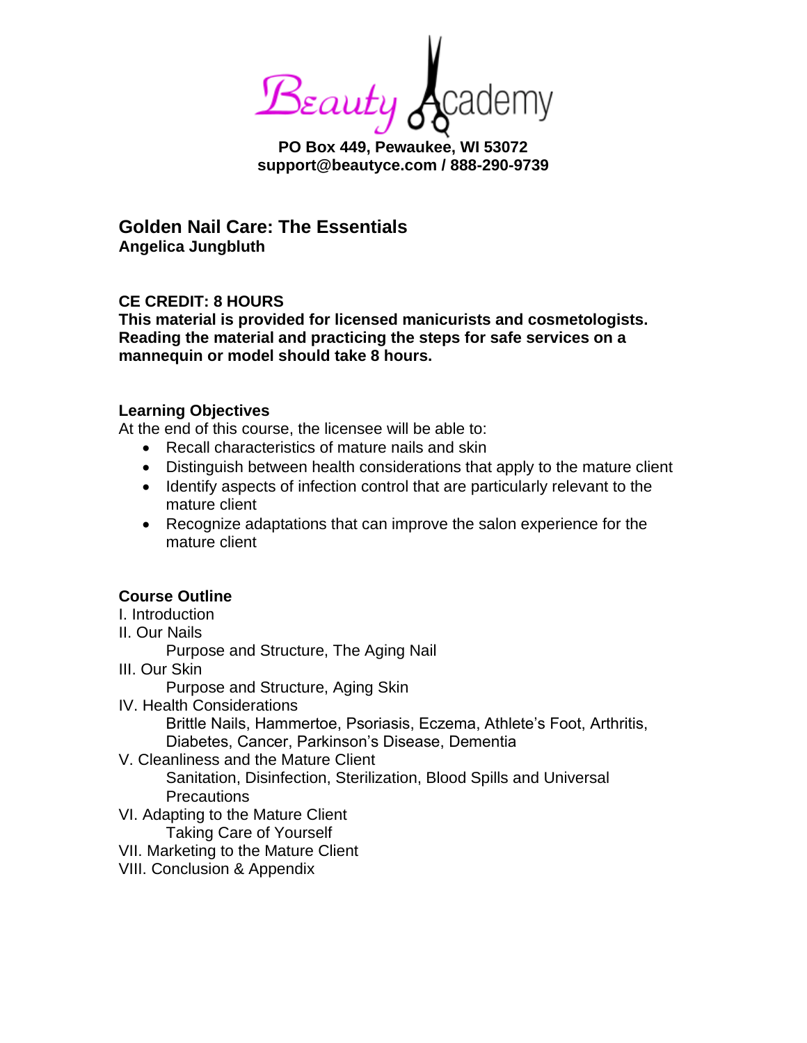Beauty Academy

**PO Box 449, Pewaukee, WI 53072**
**support@beautyce.com / 888-290-9739**

# Golden Nail Care: The Essentials

**Angelica Jungbluth**

**CE CREDIT: 8 HOURS**
**This material is provided for licensed manicurists and cosmetologists. Reading the material and practicing the steps for safe services on a mannequin or model should take 8 hours.**

## Learning Objectives

At the end of this course, the licensee will be able to:

- Recall characteristics of mature nails and skin
- Distinguish between health considerations that apply to the mature client
- Identify aspects of infection control that are particularly relevant to the mature client
- Recognize adaptations that can improve the salon experience for the mature client

## Course Outline

I. Introduction

II. Our Nails
 Purpose and Structure, The Aging Nail

III. Our Skin
 Purpose and Structure, Aging Skin

IV. Health Considerations
 Brittle Nails, Hammertoe, Psoriasis, Eczema, Athlete's Foot, Arthritis, Diabetes, Cancer, Parkinson's Disease, Dementia

V. Cleanliness and the Mature Client
 Sanitation, Disinfection, Sterilization, Blood Spills and Universal Precautions

VI. Adapting to the Mature Client
 Taking Care of Yourself

VII. Marketing to the Mature Client

VIII. Conclusion & Appendix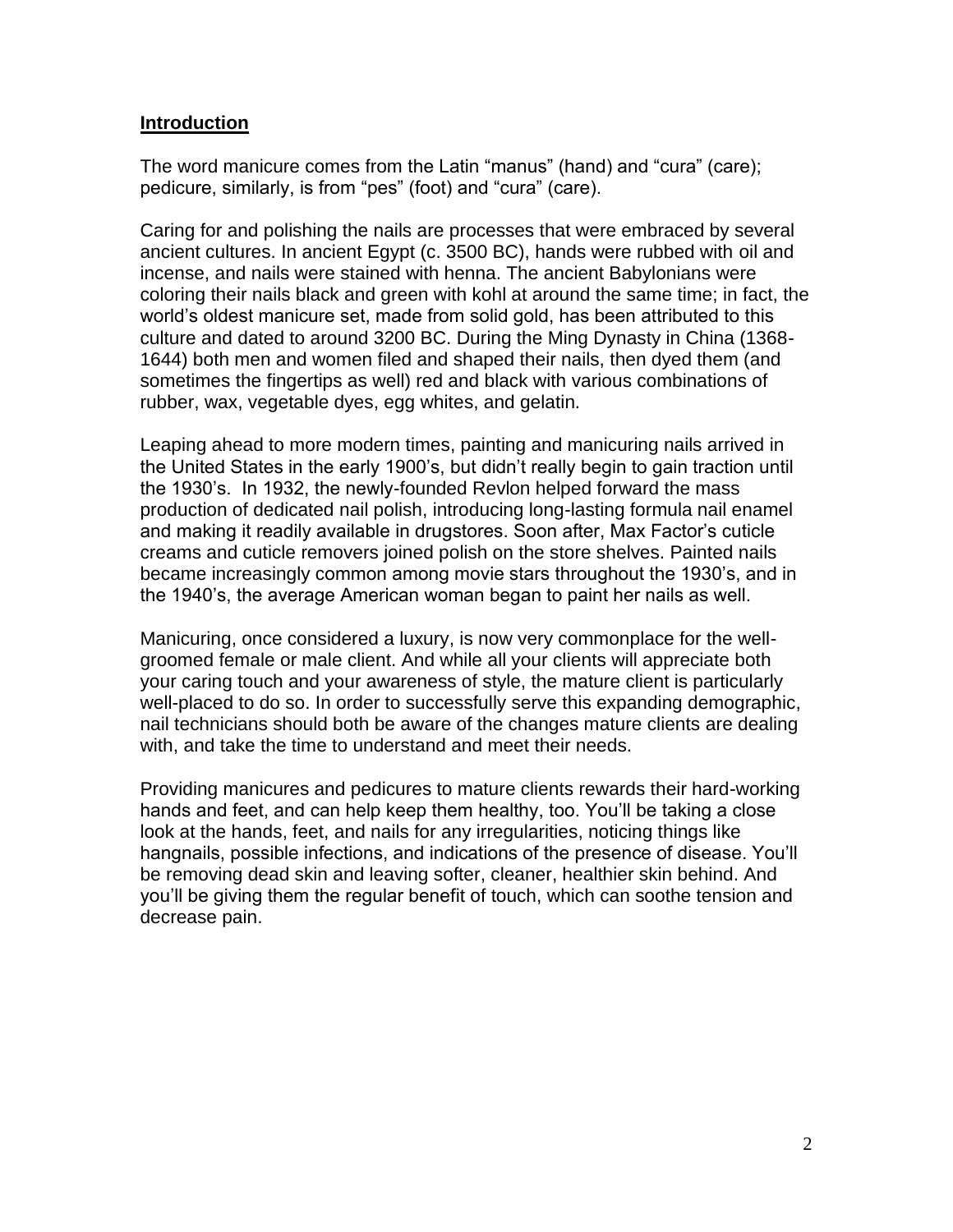## Introduction

The word manicure comes from the Latin "manus" (hand) and "cura" (care); pedicure, similarly, is from "pes" (foot) and "cura" (care).

Caring for and polishing the nails are processes that were embraced by several ancient cultures. In ancient Egypt (c. 3500 BC), hands were rubbed with oil and incense, and nails were stained with henna. The ancient Babylonians were coloring their nails black and green with kohl at around the same time; in fact, the world's oldest manicure set, made from solid gold, has been attributed to this culture and dated to around 3200 BC. During the Ming Dynasty in China (1368-1644) both men and women filed and shaped their nails, then dyed them (and sometimes the fingertips as well) red and black with various combinations of rubber, wax, vegetable dyes, egg whites, and gelatin.

Leaping ahead to more modern times, painting and manicuring nails arrived in the United States in the early 1900's, but didn't really begin to gain traction until the 1930's. In 1932, the newly-founded Revlon helped forward the mass production of dedicated nail polish, introducing long-lasting formula nail enamel and making it readily available in drugstores. Soon after, Max Factor's cuticle creams and cuticle removers joined polish on the store shelves. Painted nails became increasingly common among movie stars throughout the 1930's, and in the 1940's, the average American woman began to paint her nails as well.

Manicuring, once considered a luxury, is now very commonplace for the well-groomed female or male client. And while all your clients will appreciate both your caring touch and your awareness of style, the mature client is particularly well-placed to do so. In order to successfully serve this expanding demographic, nail technicians should both be aware of the changes mature clients are dealing with, and take the time to understand and meet their needs.

Providing manicures and pedicures to mature clients rewards their hard-working hands and feet, and can help keep them healthy, too. You'll be taking a close look at the hands, feet, and nails for any irregularities, noticing things like hangnails, possible infections, and indications of the presence of disease. You'll be removing dead skin and leaving softer, cleaner, healthier skin behind. And you'll be giving them the regular benefit of touch, which can soothe tension and decrease pain.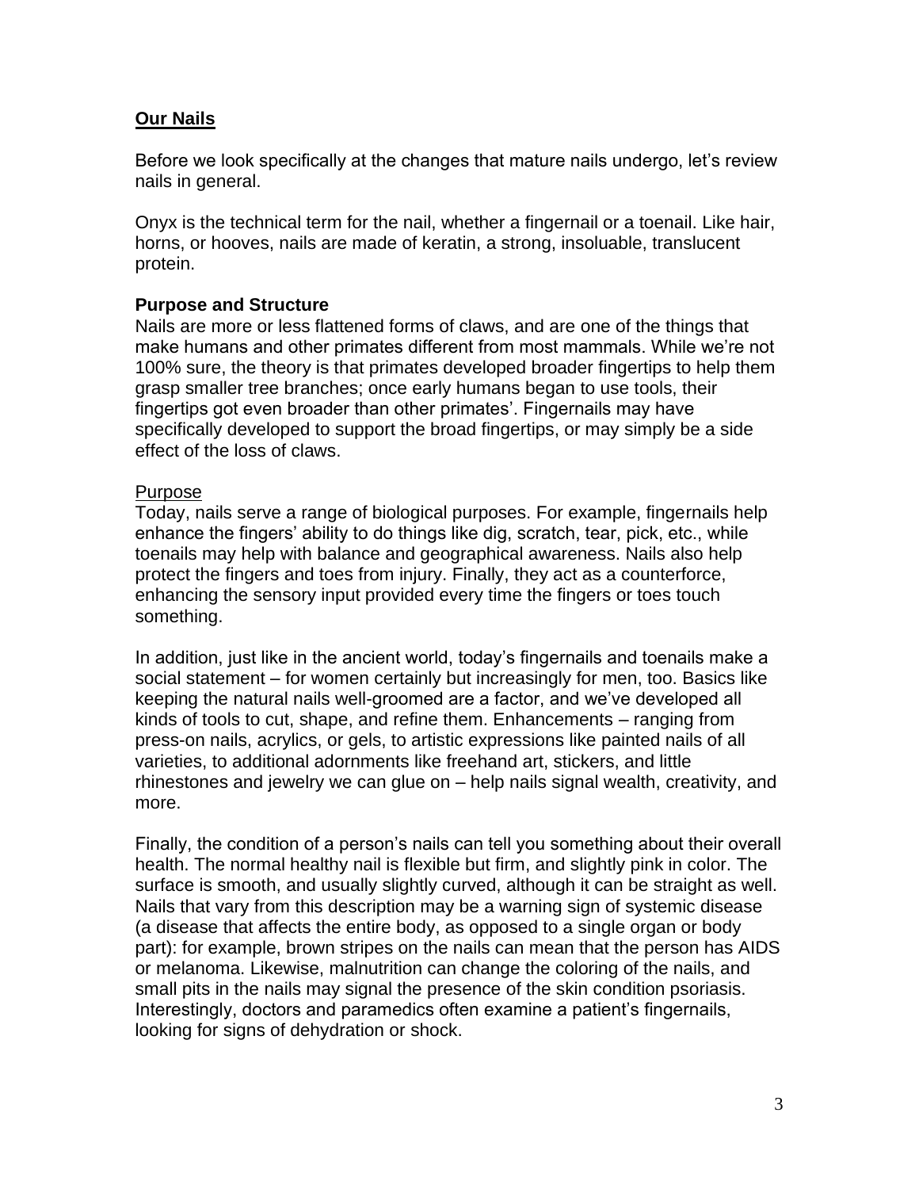## Our Nails

Before we look specifically at the changes that mature nails undergo, let's review nails in general.

Onyx is the technical term for the nail, whether a fingernail or a toenail. Like hair, horns, or hooves, nails are made of keratin, a strong, insoluable, translucent protein.

### Purpose and Structure

Nails are more or less flattened forms of claws, and are one of the things that make humans and other primates different from most mammals. While we're not 100% sure, the theory is that primates developed broader fingertips to help them grasp smaller tree branches; once early humans began to use tools, their fingertips got even broader than other primates'. Fingernails may have specifically developed to support the broad fingertips, or may simply be a side effect of the loss of claws.

#### Purpose

Today, nails serve a range of biological purposes. For example, fingernails help enhance the fingers' ability to do things like dig, scratch, tear, pick, etc., while toenails may help with balance and geographical awareness. Nails also help protect the fingers and toes from injury. Finally, they act as a counterforce, enhancing the sensory input provided every time the fingers or toes touch something.

In addition, just like in the ancient world, today's fingernails and toenails make a social statement – for women certainly but increasingly for men, too. Basics like keeping the natural nails well-groomed are a factor, and we've developed all kinds of tools to cut, shape, and refine them. Enhancements – ranging from press-on nails, acrylics, or gels, to artistic expressions like painted nails of all varieties, to additional adornments like freehand art, stickers, and little rhinestones and jewelry we can glue on – help nails signal wealth, creativity, and more.

Finally, the condition of a person's nails can tell you something about their overall health. The normal healthy nail is flexible but firm, and slightly pink in color. The surface is smooth, and usually slightly curved, although it can be straight as well. Nails that vary from this description may be a warning sign of systemic disease (a disease that affects the entire body, as opposed to a single organ or body part): for example, brown stripes on the nails can mean that the person has AIDS or melanoma. Likewise, malnutrition can change the coloring of the nails, and small pits in the nails may signal the presence of the skin condition psoriasis. Interestingly, doctors and paramedics often examine a patient's fingernails, looking for signs of dehydration or shock.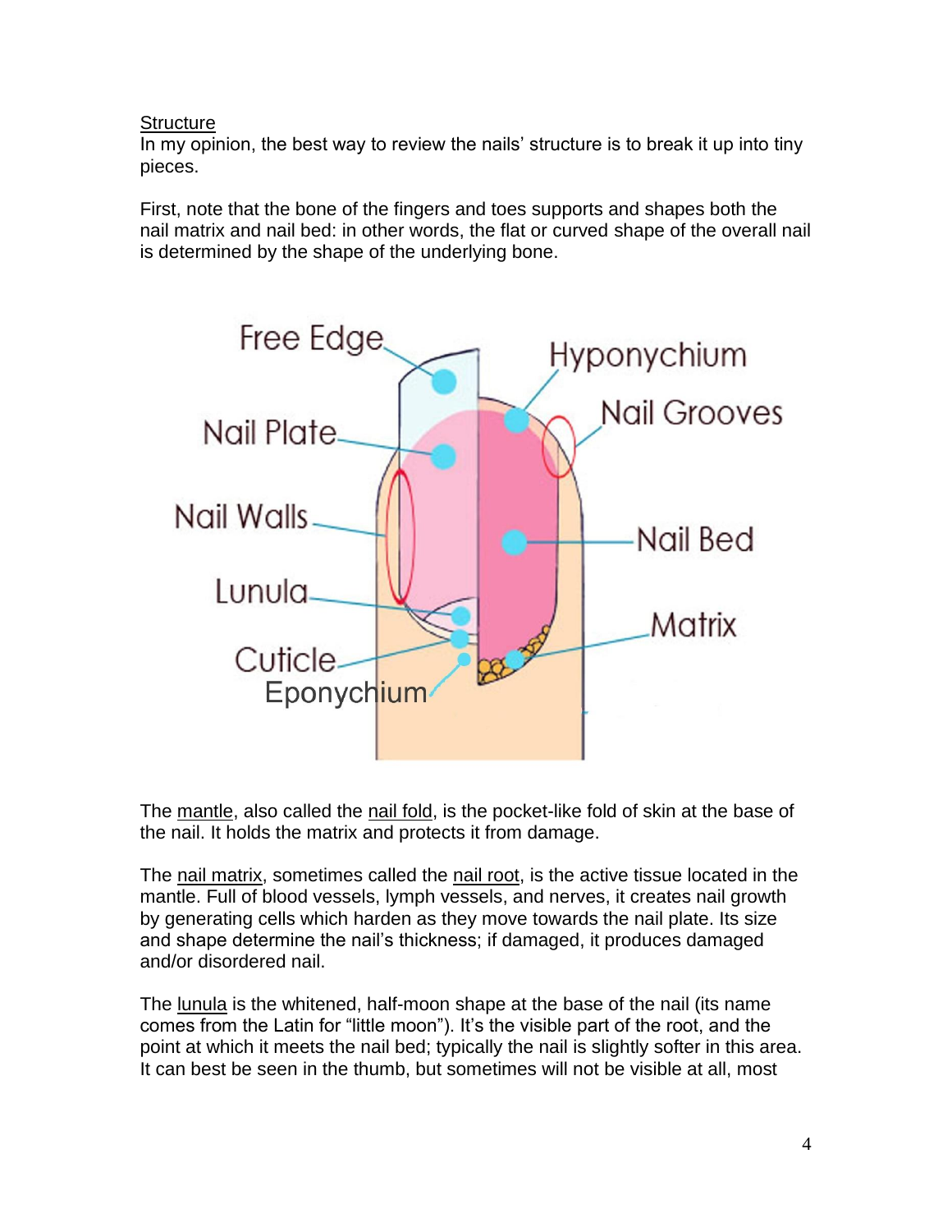<u>Structure</u>

In my opinion, the best way to review the nails' structure is to break it up into tiny pieces.

First, note that the bone of the fingers and toes supports and shapes both the nail matrix and nail bed: in other words, the flat or curved shape of the overall nail is determined by the shape of the underlying bone.

The <u>mantle</u>, also called the <u>nail fold</u>, is the pocket-like fold of skin at the base of the nail. It holds the matrix and protects it from damage.

The <u>nail matrix</u>, sometimes called the <u>nail root</u>, is the active tissue located in the mantle. Full of blood vessels, lymph vessels, and nerves, it creates nail growth by generating cells which harden as they move towards the nail plate. Its size and shape determine the nail's thickness; if damaged, it produces damaged and/or disordered nail.

The <u>lunula</u> is the whitened, half-moon shape at the base of the nail (its name comes from the Latin for "little moon"). It's the visible part of the root, and the point at which it meets the nail bed; typically the nail is slightly softer in this area. It can best be seen in the thumb, but sometimes will not be visible at all, most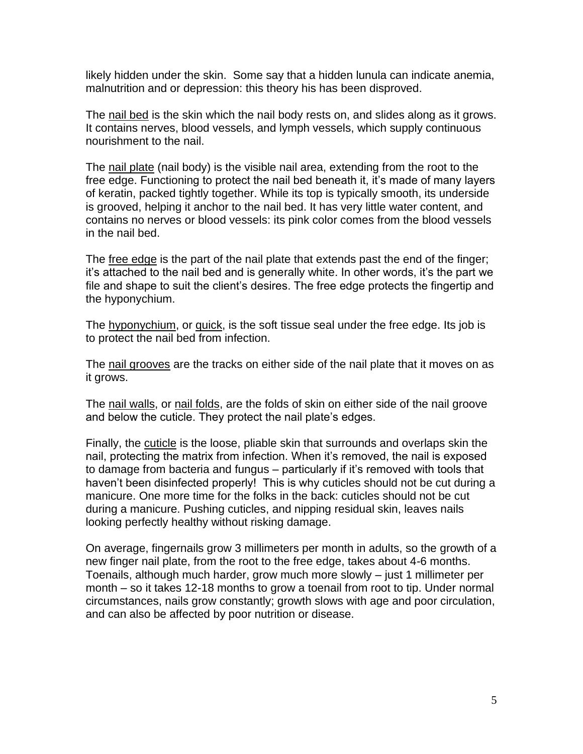likely hidden under the skin. Some say that a hidden lunula can indicate anemia, malnutrition and or depression: this theory his has been disproved.

The <u>nail bed</u> is the skin which the nail body rests on, and slides along as it grows. It contains nerves, blood vessels, and lymph vessels, which supply continuous nourishment to the nail.

The <u>nail plate</u> (nail body) is the visible nail area, extending from the root to the free edge. Functioning to protect the nail bed beneath it, it's made of many layers of keratin, packed tightly together. While its top is typically smooth, its underside is grooved, helping it anchor to the nail bed. It has very little water content, and contains no nerves or blood vessels: its pink color comes from the blood vessels in the nail bed.

The <u>free edge</u> is the part of the nail plate that extends past the end of the finger; it's attached to the nail bed and is generally white. In other words, it's the part we file and shape to suit the client's desires. The free edge protects the fingertip and the hyponychium.

The <u>hyponychium</u>, or <u>quick</u>, is the soft tissue seal under the free edge. Its job is to protect the nail bed from infection.

The <u>nail grooves</u> are the tracks on either side of the nail plate that it moves on as it grows.

The <u>nail walls</u>, or <u>nail folds</u>, are the folds of skin on either side of the nail groove and below the cuticle. They protect the nail plate's edges.

Finally, the <u>cuticle</u> is the loose, pliable skin that surrounds and overlaps skin the nail, protecting the matrix from infection. When it's removed, the nail is exposed to damage from bacteria and fungus – particularly if it's removed with tools that haven't been disinfected properly! This is why cuticles should not be cut during a manicure. One more time for the folks in the back: cuticles should not be cut during a manicure. Pushing cuticles, and nipping residual skin, leaves nails looking perfectly healthy without risking damage.

On average, fingernails grow 3 millimeters per month in adults, so the growth of a new finger nail plate, from the root to the free edge, takes about 4-6 months. Toenails, although much harder, grow much more slowly – just 1 millimeter per month – so it takes 12-18 months to grow a toenail from root to tip. Under normal circumstances, nails grow constantly; growth slows with age and poor circulation, and can also be affected by poor nutrition or disease.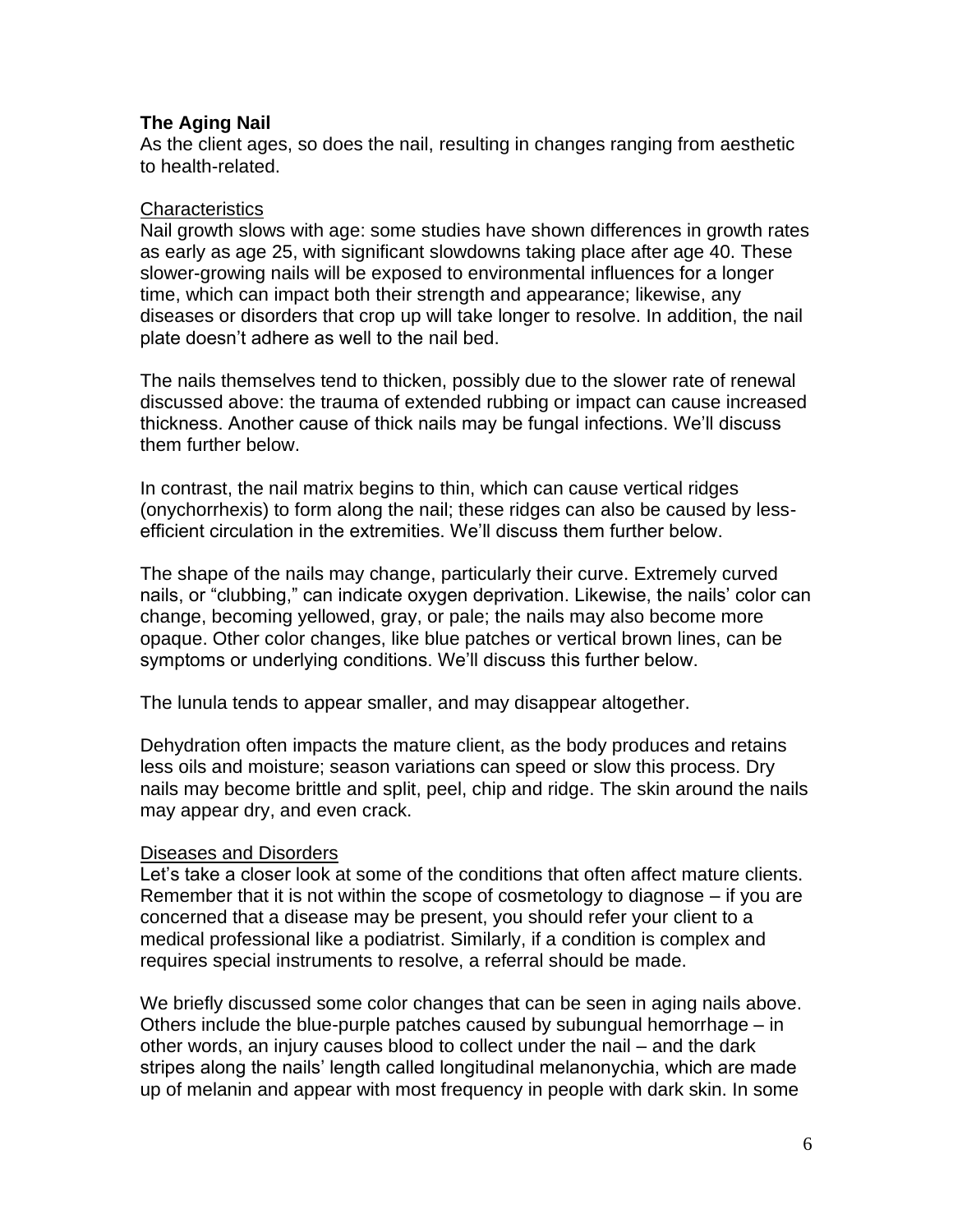## The Aging Nail

As the client ages, so does the nail, resulting in changes ranging from aesthetic to health-related.

### Characteristics

Nail growth slows with age: some studies have shown differences in growth rates as early as age 25, with significant slowdowns taking place after age 40. These slower-growing nails will be exposed to environmental influences for a longer time, which can impact both their strength and appearance; likewise, any diseases or disorders that crop up will take longer to resolve. In addition, the nail plate doesn't adhere as well to the nail bed.

The nails themselves tend to thicken, possibly due to the slower rate of renewal discussed above: the trauma of extended rubbing or impact can cause increased thickness. Another cause of thick nails may be fungal infections. We'll discuss them further below.

In contrast, the nail matrix begins to thin, which can cause vertical ridges (onychorrhexis) to form along the nail; these ridges can also be caused by less-efficient circulation in the extremities. We'll discuss them further below.

The shape of the nails may change, particularly their curve. Extremely curved nails, or "clubbing," can indicate oxygen deprivation. Likewise, the nails' color can change, becoming yellowed, gray, or pale; the nails may also become more opaque. Other color changes, like blue patches or vertical brown lines, can be symptoms or underlying conditions. We'll discuss this further below.

The lunula tends to appear smaller, and may disappear altogether.

Dehydration often impacts the mature client, as the body produces and retains less oils and moisture; season variations can speed or slow this process. Dry nails may become brittle and split, peel, chip and ridge. The skin around the nails may appear dry, and even crack.

### Diseases and Disorders

Let's take a closer look at some of the conditions that often affect mature clients. Remember that it is not within the scope of cosmetology to diagnose – if you are concerned that a disease may be present, you should refer your client to a medical professional like a podiatrist. Similarly, if a condition is complex and requires special instruments to resolve, a referral should be made.

We briefly discussed some color changes that can be seen in aging nails above. Others include the blue-purple patches caused by subungual hemorrhage – in other words, an injury causes blood to collect under the nail – and the dark stripes along the nails' length called longitudinal melanonychia, which are made up of melanin and appear with most frequency in people with dark skin. In some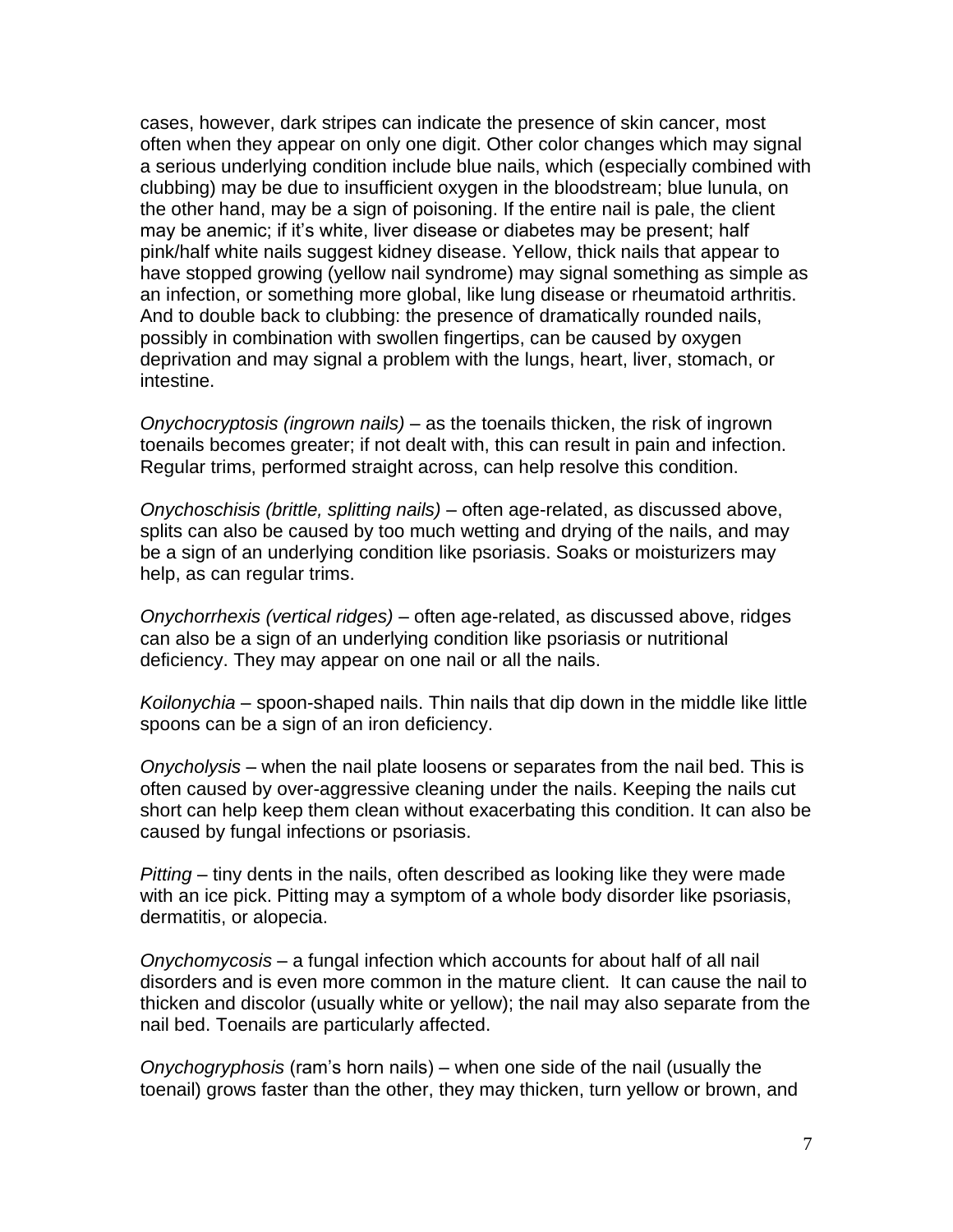cases, however, dark stripes can indicate the presence of skin cancer, most often when they appear on only one digit. Other color changes which may signal a serious underlying condition include blue nails, which (especially combined with clubbing) may be due to insufficient oxygen in the bloodstream; blue lunula, on the other hand, may be a sign of poisoning. If the entire nail is pale, the client may be anemic; if it's white, liver disease or diabetes may be present; half pink/half white nails suggest kidney disease. Yellow, thick nails that appear to have stopped growing (yellow nail syndrome) may signal something as simple as an infection, or something more global, like lung disease or rheumatoid arthritis. And to double back to clubbing: the presence of dramatically rounded nails, possibly in combination with swollen fingertips, can be caused by oxygen deprivation and may signal a problem with the lungs, heart, liver, stomach, or intestine.

*Onychocryptosis (ingrown nails)* – as the toenails thicken, the risk of ingrown toenails becomes greater; if not dealt with, this can result in pain and infection. Regular trims, performed straight across, can help resolve this condition.

*Onychoschisis (brittle, splitting nails)* – often age-related, as discussed above, splits can also be caused by too much wetting and drying of the nails, and may be a sign of an underlying condition like psoriasis. Soaks or moisturizers may help, as can regular trims.

*Onychorrhexis (vertical ridges)* – often age-related, as discussed above, ridges can also be a sign of an underlying condition like psoriasis or nutritional deficiency. They may appear on one nail or all the nails.

*Koilonychia* – spoon-shaped nails. Thin nails that dip down in the middle like little spoons can be a sign of an iron deficiency.

*Onycholysis* – when the nail plate loosens or separates from the nail bed. This is often caused by over-aggressive cleaning under the nails. Keeping the nails cut short can help keep them clean without exacerbating this condition. It can also be caused by fungal infections or psoriasis.

*Pitting* – tiny dents in the nails, often described as looking like they were made with an ice pick. Pitting may a symptom of a whole body disorder like psoriasis, dermatitis, or alopecia.

*Onychomycosis* – a fungal infection which accounts for about half of all nail disorders and is even more common in the mature client. It can cause the nail to thicken and discolor (usually white or yellow); the nail may also separate from the nail bed. Toenails are particularly affected.

*Onychogryphosis* (ram's horn nails) – when one side of the nail (usually the toenail) grows faster than the other, they may thicken, turn yellow or brown, and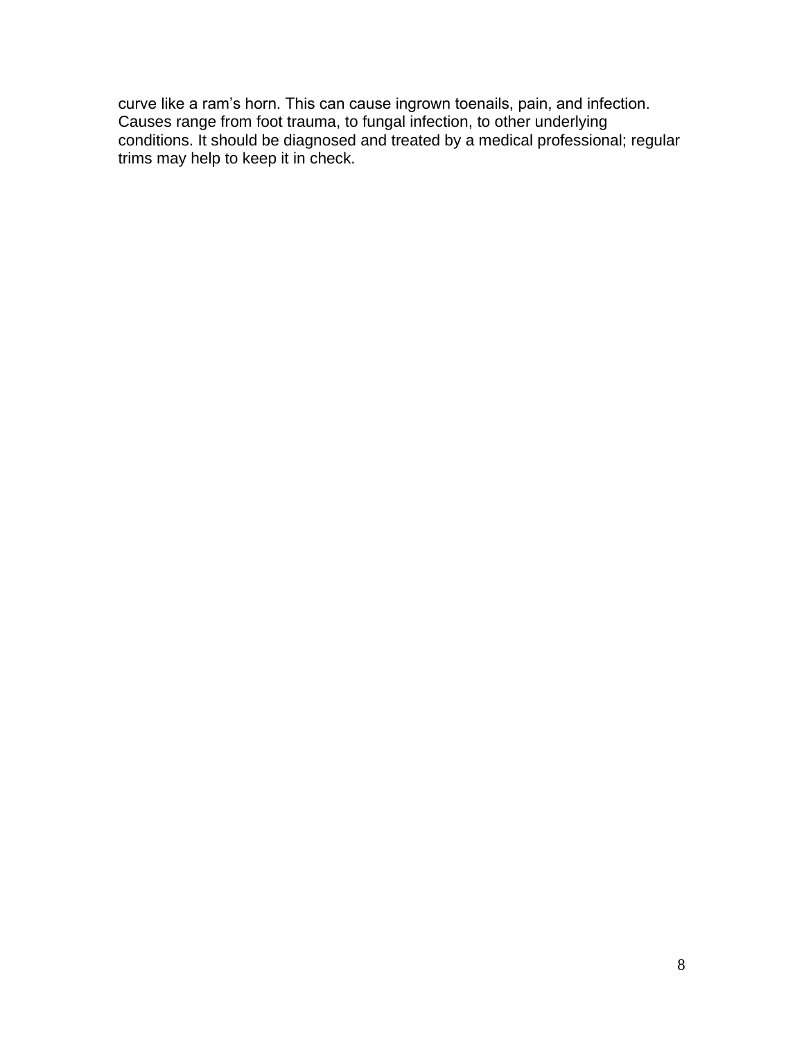curve like a ram’s horn. This can cause ingrown toenails, pain, and infection. Causes range from foot trauma, to fungal infection, to other underlying conditions. It should be diagnosed and treated by a medical professional; regular trims may help to keep it in check.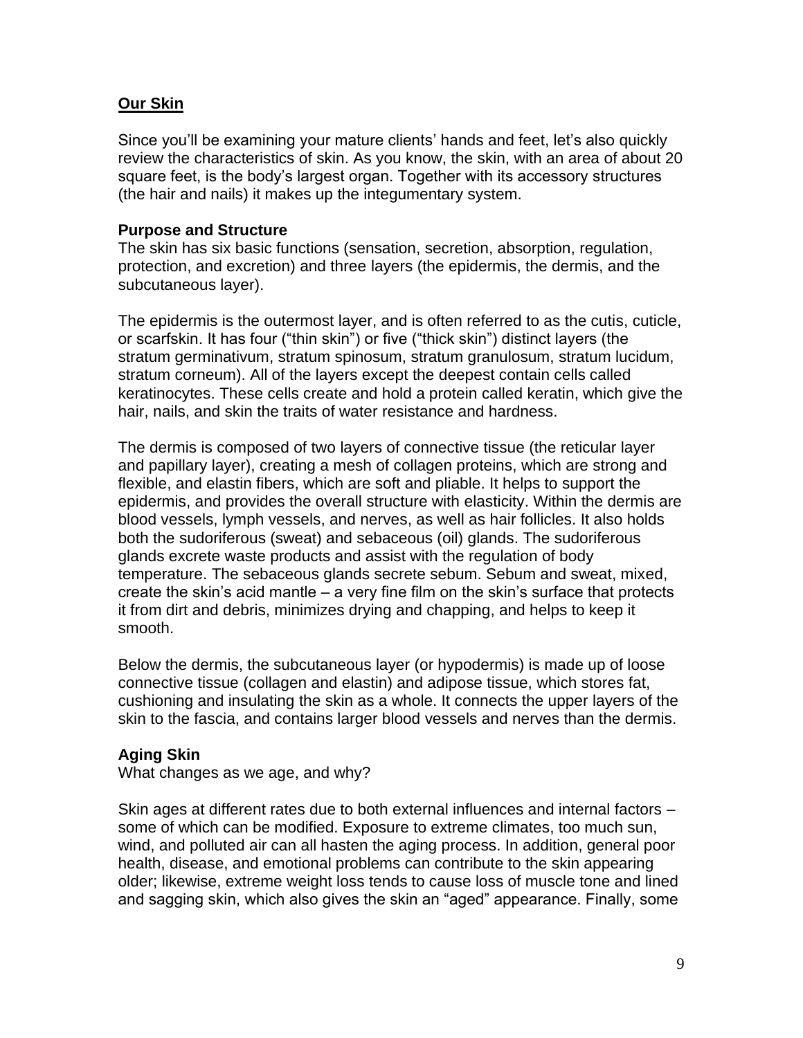## **Our Skin**

Since you'll be examining your mature clients' hands and feet, let's also quickly review the characteristics of skin. As you know, the skin, with an area of about 20 square feet, is the body's largest organ. Together with its accessory structures (the hair and nails) it makes up the integumentary system.

### Purpose and Structure

The skin has six basic functions (sensation, secretion, absorption, regulation, protection, and excretion) and three layers (the epidermis, the dermis, and the subcutaneous layer).

The epidermis is the outermost layer, and is often referred to as the cutis, cuticle, or scarfskin. It has four ("thin skin") or five ("thick skin") distinct layers (the stratum germinativum, stratum spinosum, stratum granulosum, stratum lucidum, stratum corneum). All of the layers except the deepest contain cells called keratinocytes. These cells create and hold a protein called keratin, which give the hair, nails, and skin the traits of water resistance and hardness.

The dermis is composed of two layers of connective tissue (the reticular layer and papillary layer), creating a mesh of collagen proteins, which are strong and flexible, and elastin fibers, which are soft and pliable. It helps to support the epidermis, and provides the overall structure with elasticity. Within the dermis are blood vessels, lymph vessels, and nerves, as well as hair follicles. It also holds both the sudoriferous (sweat) and sebaceous (oil) glands. The sudoriferous glands excrete waste products and assist with the regulation of body temperature. The sebaceous glands secrete sebum. Sebum and sweat, mixed, create the skin's acid mantle – a very fine film on the skin's surface that protects it from dirt and debris, minimizes drying and chapping, and helps to keep it smooth.

Below the dermis, the subcutaneous layer (or hypodermis) is made up of loose connective tissue (collagen and elastin) and adipose tissue, which stores fat, cushioning and insulating the skin as a whole. It connects the upper layers of the skin to the fascia, and contains larger blood vessels and nerves than the dermis.

### Aging Skin

What changes as we age, and why?

Skin ages at different rates due to both external influences and internal factors – some of which can be modified. Exposure to extreme climates, too much sun, wind, and polluted air can all hasten the aging process. In addition, general poor health, disease, and emotional problems can contribute to the skin appearing older; likewise, extreme weight loss tends to cause loss of muscle tone and lined and sagging skin, which also gives the skin an "aged" appearance. Finally, some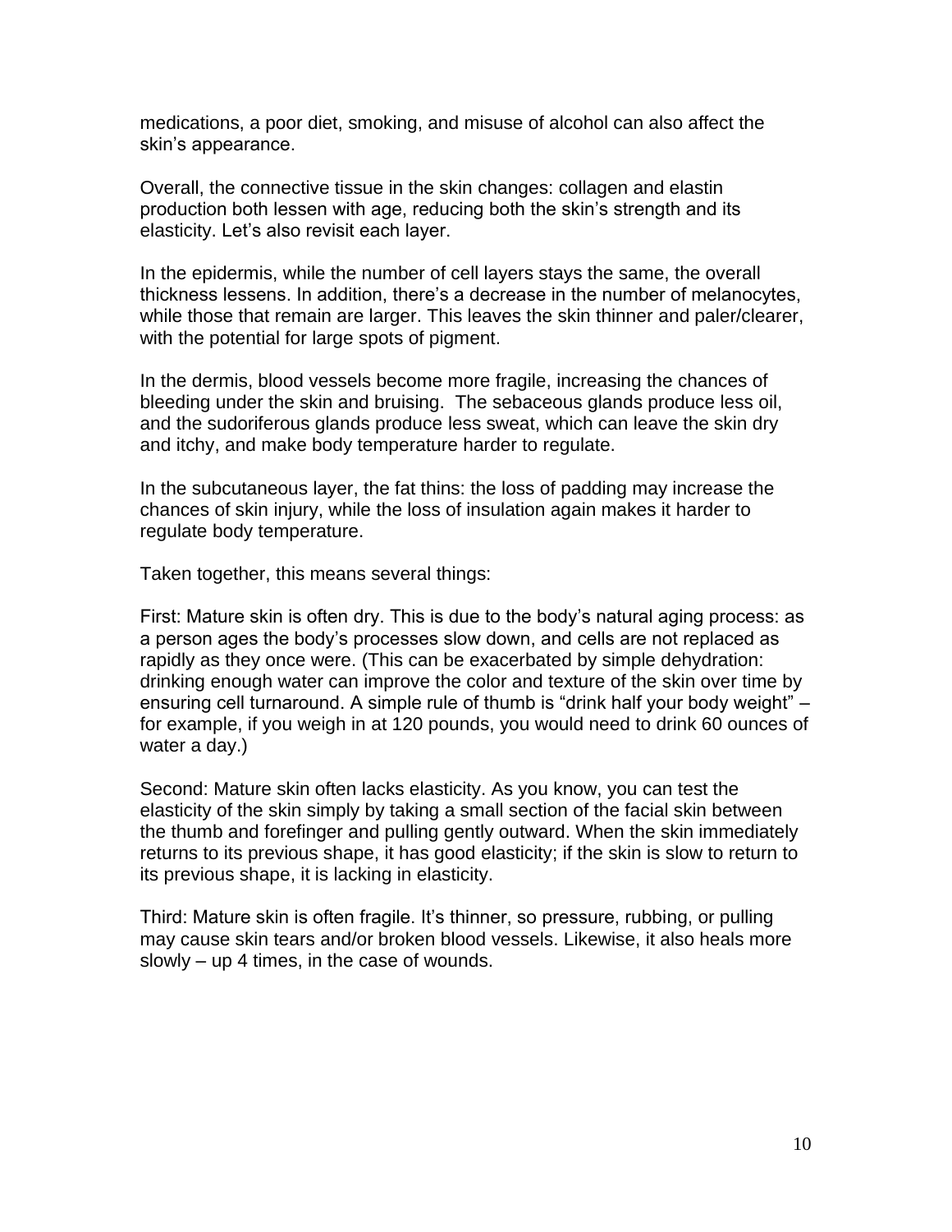medications, a poor diet, smoking, and misuse of alcohol can also affect the skin's appearance.

Overall, the connective tissue in the skin changes: collagen and elastin production both lessen with age, reducing both the skin's strength and its elasticity. Let's also revisit each layer.

In the epidermis, while the number of cell layers stays the same, the overall thickness lessens. In addition, there's a decrease in the number of melanocytes, while those that remain are larger. This leaves the skin thinner and paler/clearer, with the potential for large spots of pigment.

In the dermis, blood vessels become more fragile, increasing the chances of bleeding under the skin and bruising. The sebaceous glands produce less oil, and the sudoriferous glands produce less sweat, which can leave the skin dry and itchy, and make body temperature harder to regulate.

In the subcutaneous layer, the fat thins: the loss of padding may increase the chances of skin injury, while the loss of insulation again makes it harder to regulate body temperature.

Taken together, this means several things:

First: Mature skin is often dry. This is due to the body's natural aging process: as a person ages the body's processes slow down, and cells are not replaced as rapidly as they once were. (This can be exacerbated by simple dehydration: drinking enough water can improve the color and texture of the skin over time by ensuring cell turnaround. A simple rule of thumb is "drink half your body weight" – for example, if you weigh in at 120 pounds, you would need to drink 60 ounces of water a day.)

Second: Mature skin often lacks elasticity. As you know, you can test the elasticity of the skin simply by taking a small section of the facial skin between the thumb and forefinger and pulling gently outward. When the skin immediately returns to its previous shape, it has good elasticity; if the skin is slow to return to its previous shape, it is lacking in elasticity.

Third: Mature skin is often fragile. It's thinner, so pressure, rubbing, or pulling may cause skin tears and/or broken blood vessels. Likewise, it also heals more slowly – up 4 times, in the case of wounds.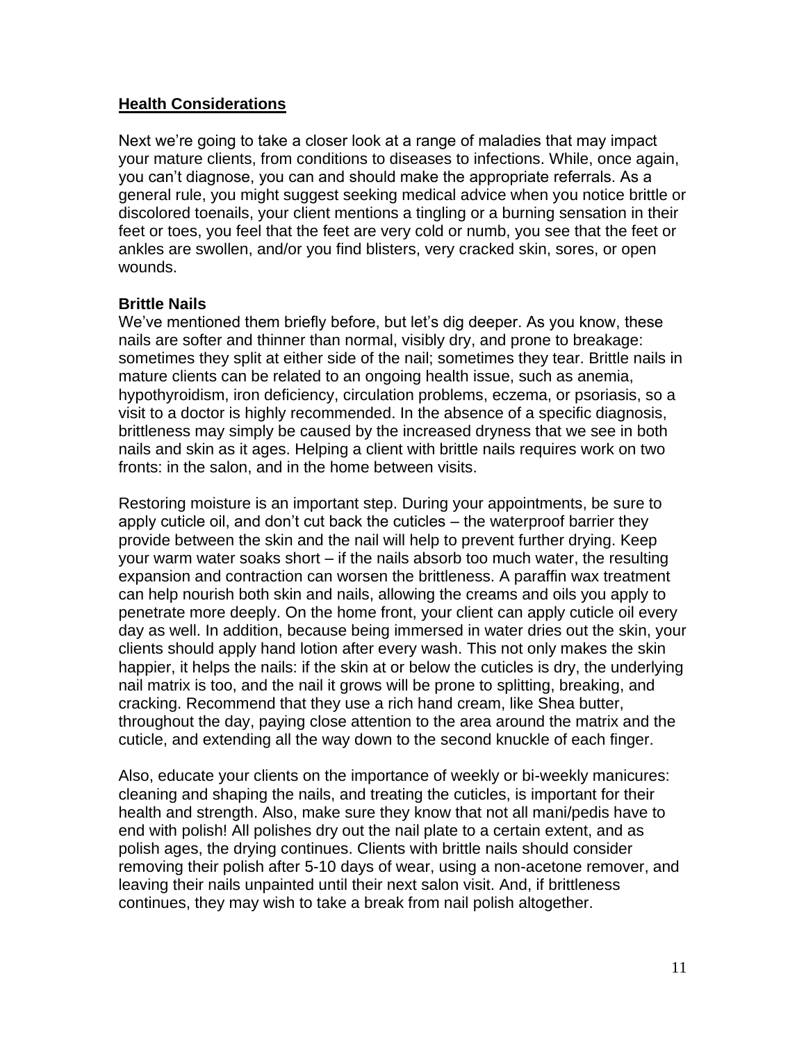## Health Considerations

Next we're going to take a closer look at a range of maladies that may impact your mature clients, from conditions to diseases to infections. While, once again, you can't diagnose, you can and should make the appropriate referrals. As a general rule, you might suggest seeking medical advice when you notice brittle or discolored toenails, your client mentions a tingling or a burning sensation in their feet or toes, you feel that the feet are very cold or numb, you see that the feet or ankles are swollen, and/or you find blisters, very cracked skin, sores, or open wounds.

### Brittle Nails

We've mentioned them briefly before, but let's dig deeper. As you know, these nails are softer and thinner than normal, visibly dry, and prone to breakage: sometimes they split at either side of the nail; sometimes they tear. Brittle nails in mature clients can be related to an ongoing health issue, such as anemia, hypothyroidism, iron deficiency, circulation problems, eczema, or psoriasis, so a visit to a doctor is highly recommended. In the absence of a specific diagnosis, brittleness may simply be caused by the increased dryness that we see in both nails and skin as it ages. Helping a client with brittle nails requires work on two fronts: in the salon, and in the home between visits.

Restoring moisture is an important step. During your appointments, be sure to apply cuticle oil, and don't cut back the cuticles – the waterproof barrier they provide between the skin and the nail will help to prevent further drying. Keep your warm water soaks short – if the nails absorb too much water, the resulting expansion and contraction can worsen the brittleness. A paraffin wax treatment can help nourish both skin and nails, allowing the creams and oils you apply to penetrate more deeply. On the home front, your client can apply cuticle oil every day as well. In addition, because being immersed in water dries out the skin, your clients should apply hand lotion after every wash. This not only makes the skin happier, it helps the nails: if the skin at or below the cuticles is dry, the underlying nail matrix is too, and the nail it grows will be prone to splitting, breaking, and cracking. Recommend that they use a rich hand cream, like Shea butter, throughout the day, paying close attention to the area around the matrix and the cuticle, and extending all the way down to the second knuckle of each finger.

Also, educate your clients on the importance of weekly or bi-weekly manicures: cleaning and shaping the nails, and treating the cuticles, is important for their health and strength. Also, make sure they know that not all mani/pedis have to end with polish! All polishes dry out the nail plate to a certain extent, and as polish ages, the drying continues. Clients with brittle nails should consider removing their polish after 5-10 days of wear, using a non-acetone remover, and leaving their nails unpainted until their next salon visit. And, if brittleness continues, they may wish to take a break from nail polish altogether.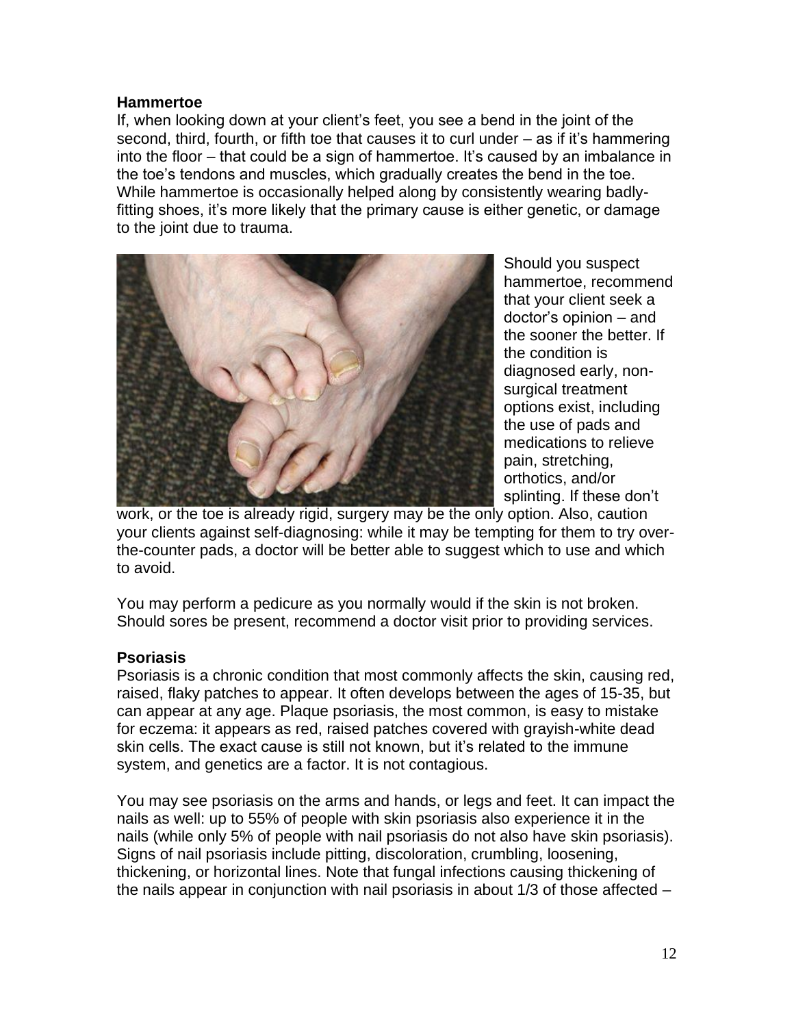**Hammertoe**

If, when looking down at your client's feet, you see a bend in the joint of the second, third, fourth, or fifth toe that causes it to curl under – as if it's hammering into the floor – that could be a sign of hammertoe. It's caused by an imbalance in the toe's tendons and muscles, which gradually creates the bend in the toe. While hammertoe is occasionally helped along by consistently wearing badly-fitting shoes, it's more likely that the primary cause is either genetic, or damage to the joint due to trauma.

Should you suspect hammertoe, recommend that your client seek a doctor's opinion – and the sooner the better. If the condition is diagnosed early, non-surgical treatment options exist, including the use of pads and medications to relieve pain, stretching, orthotics, and/or splinting. If these don't work, or the toe is already rigid, surgery may be the only option. Also, caution your clients against self-diagnosing: while it may be tempting for them to try over-the-counter pads, a doctor will be better able to suggest which to use and which to avoid.

You may perform a pedicure as you normally would if the skin is not broken. Should sores be present, recommend a doctor visit prior to providing services.

**Psoriasis**

Psoriasis is a chronic condition that most commonly affects the skin, causing red, raised, flaky patches to appear. It often develops between the ages of 15-35, but can appear at any age. Plaque psoriasis, the most common, is easy to mistake for eczema: it appears as red, raised patches covered with grayish-white dead skin cells. The exact cause is still not known, but it's related to the immune system, and genetics are a factor. It is not contagious.

You may see psoriasis on the arms and hands, or legs and feet. It can impact the nails as well: up to 55% of people with skin psoriasis also experience it in the nails (while only 5% of people with nail psoriasis do not also have skin psoriasis). Signs of nail psoriasis include pitting, discoloration, crumbling, loosening, thickening, or horizontal lines. Note that fungal infections causing thickening of the nails appear in conjunction with nail psoriasis in about 1/3 of those affected –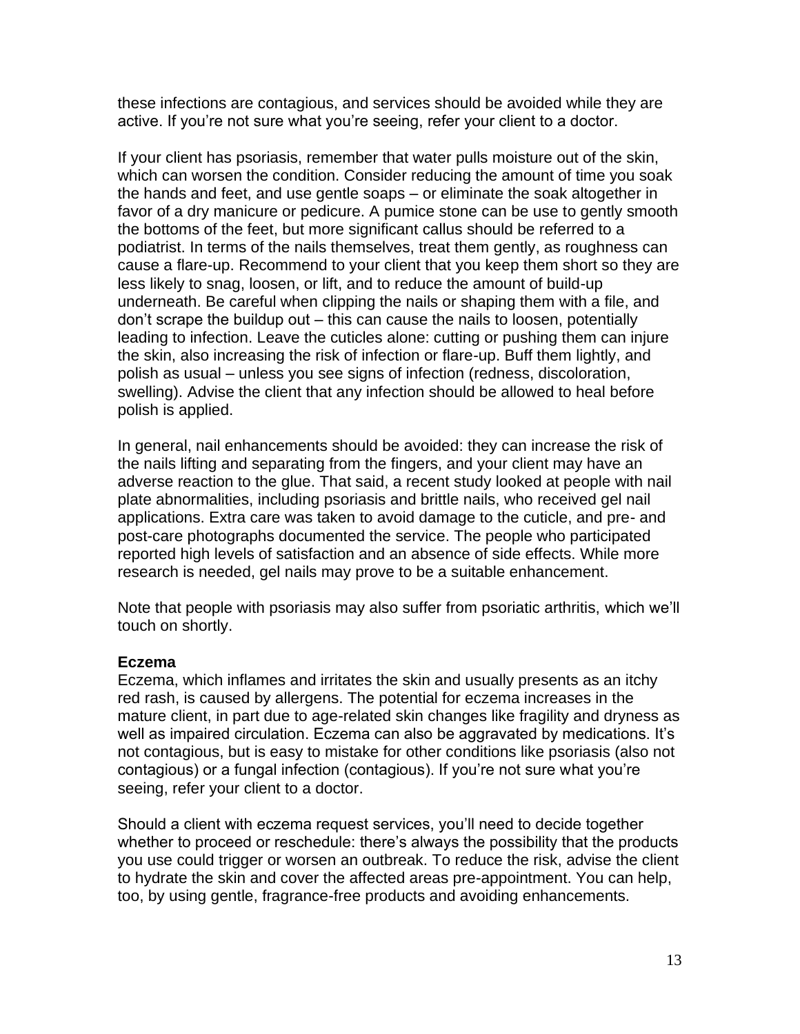these infections are contagious, and services should be avoided while they are active. If you're not sure what you're seeing, refer your client to a doctor.

If your client has psoriasis, remember that water pulls moisture out of the skin, which can worsen the condition. Consider reducing the amount of time you soak the hands and feet, and use gentle soaps – or eliminate the soak altogether in favor of a dry manicure or pedicure. A pumice stone can be use to gently smooth the bottoms of the feet, but more significant callus should be referred to a podiatrist. In terms of the nails themselves, treat them gently, as roughness can cause a flare-up. Recommend to your client that you keep them short so they are less likely to snag, loosen, or lift, and to reduce the amount of build-up underneath. Be careful when clipping the nails or shaping them with a file, and don't scrape the buildup out – this can cause the nails to loosen, potentially leading to infection. Leave the cuticles alone: cutting or pushing them can injure the skin, also increasing the risk of infection or flare-up. Buff them lightly, and polish as usual – unless you see signs of infection (redness, discoloration, swelling). Advise the client that any infection should be allowed to heal before polish is applied.

In general, nail enhancements should be avoided: they can increase the risk of the nails lifting and separating from the fingers, and your client may have an adverse reaction to the glue. That said, a recent study looked at people with nail plate abnormalities, including psoriasis and brittle nails, who received gel nail applications. Extra care was taken to avoid damage to the cuticle, and pre- and post-care photographs documented the service. The people who participated reported high levels of satisfaction and an absence of side effects. While more research is needed, gel nails may prove to be a suitable enhancement.

Note that people with psoriasis may also suffer from psoriatic arthritis, which we'll touch on shortly.

**Eczema**

Eczema, which inflames and irritates the skin and usually presents as an itchy red rash, is caused by allergens. The potential for eczema increases in the mature client, in part due to age-related skin changes like fragility and dryness as well as impaired circulation. Eczema can also be aggravated by medications. It's not contagious, but is easy to mistake for other conditions like psoriasis (also not contagious) or a fungal infection (contagious). If you're not sure what you're seeing, refer your client to a doctor.

Should a client with eczema request services, you'll need to decide together whether to proceed or reschedule: there's always the possibility that the products you use could trigger or worsen an outbreak. To reduce the risk, advise the client to hydrate the skin and cover the affected areas pre-appointment. You can help, too, by using gentle, fragrance-free products and avoiding enhancements.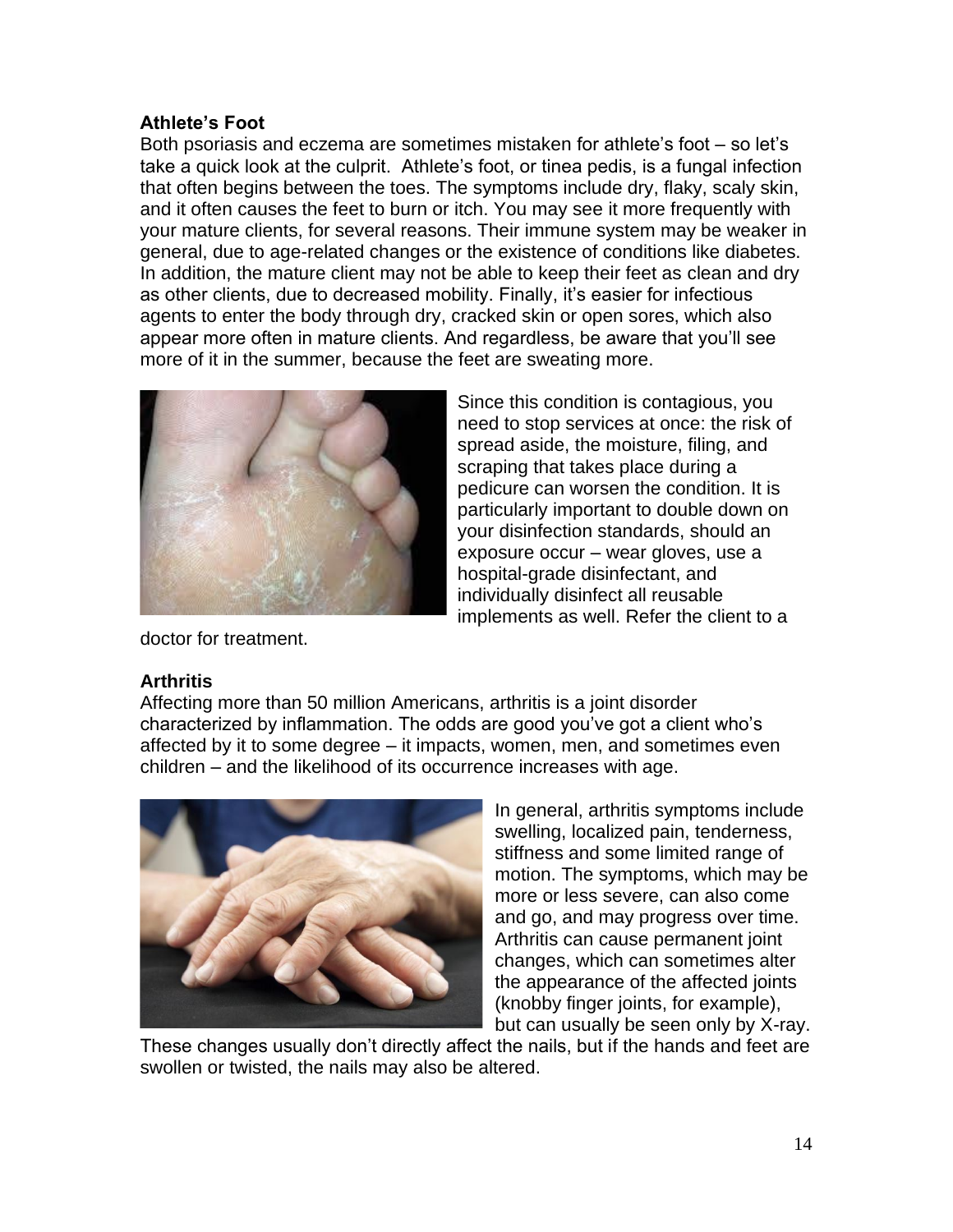**Athlete's Foot**

Both psoriasis and eczema are sometimes mistaken for athlete's foot – so let's take a quick look at the culprit. Athlete's foot, or tinea pedis, is a fungal infection that often begins between the toes. The symptoms include dry, flaky, scaly skin, and it often causes the feet to burn or itch. You may see it more frequently with your mature clients, for several reasons. Their immune system may be weaker in general, due to age-related changes or the existence of conditions like diabetes. In addition, the mature client may not be able to keep their feet as clean and dry as other clients, due to decreased mobility. Finally, it's easier for infectious agents to enter the body through dry, cracked skin or open sores, which also appear more often in mature clients. And regardless, be aware that you'll see more of it in the summer, because the feet are sweating more.

Since this condition is contagious, you need to stop services at once: the risk of spread aside, the moisture, filing, and scraping that takes place during a pedicure can worsen the condition. It is particularly important to double down on your disinfection standards, should an exposure occur – wear gloves, use a hospital-grade disinfectant, and individually disinfect all reusable implements as well. Refer the client to a doctor for treatment.

**Arthritis**

Affecting more than 50 million Americans, arthritis is a joint disorder characterized by inflammation. The odds are good you've got a client who's affected by it to some degree – it impacts, women, men, and sometimes even children – and the likelihood of its occurrence increases with age.

In general, arthritis symptoms include swelling, localized pain, tenderness, stiffness and some limited range of motion. The symptoms, which may be more or less severe, can also come and go, and may progress over time. Arthritis can cause permanent joint changes, which can sometimes alter the appearance of the affected joints (knobby finger joints, for example), but can usually be seen only by X-ray. These changes usually don't directly affect the nails, but if the hands and feet are swollen or twisted, the nails may also be altered.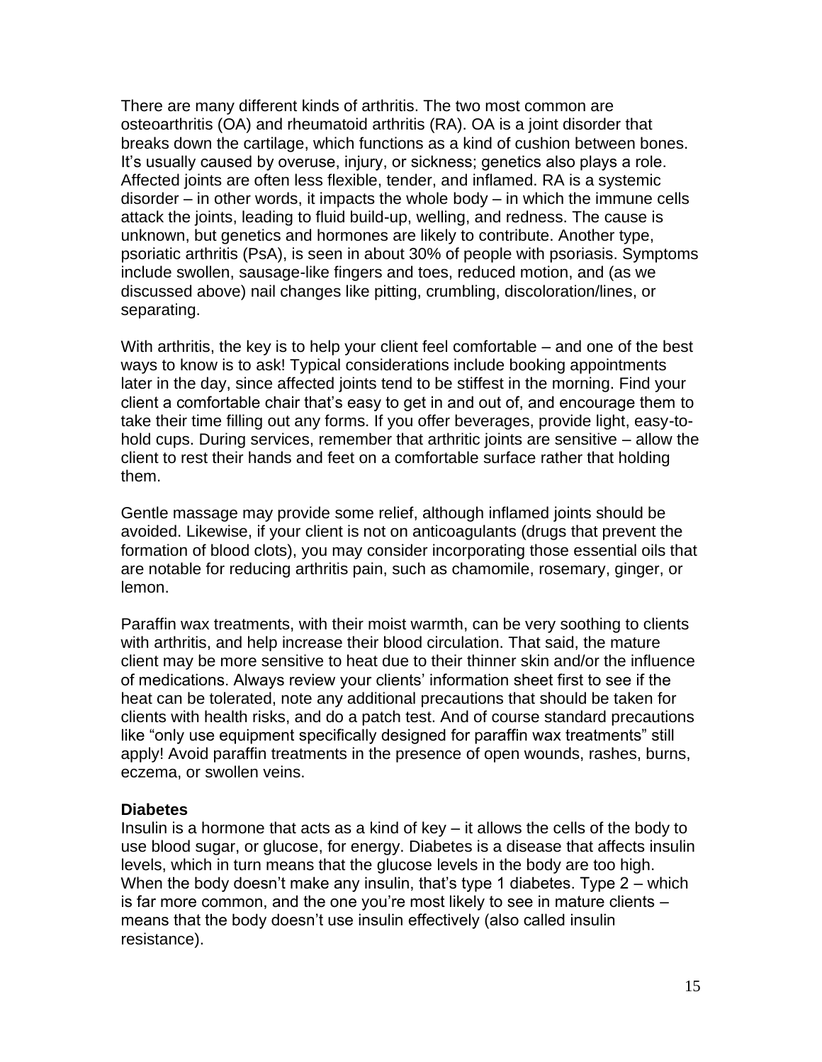There are many different kinds of arthritis. The two most common are osteoarthritis (OA) and rheumatoid arthritis (RA). OA is a joint disorder that breaks down the cartilage, which functions as a kind of cushion between bones. It's usually caused by overuse, injury, or sickness; genetics also plays a role. Affected joints are often less flexible, tender, and inflamed. RA is a systemic disorder – in other words, it impacts the whole body – in which the immune cells attack the joints, leading to fluid build-up, welling, and redness. The cause is unknown, but genetics and hormones are likely to contribute. Another type, psoriatic arthritis (PsA), is seen in about 30% of people with psoriasis. Symptoms include swollen, sausage-like fingers and toes, reduced motion, and (as we discussed above) nail changes like pitting, crumbling, discoloration/lines, or separating.

With arthritis, the key is to help your client feel comfortable – and one of the best ways to know is to ask! Typical considerations include booking appointments later in the day, since affected joints tend to be stiffest in the morning. Find your client a comfortable chair that's easy to get in and out of, and encourage them to take their time filling out any forms. If you offer beverages, provide light, easy-to-hold cups. During services, remember that arthritic joints are sensitive – allow the client to rest their hands and feet on a comfortable surface rather that holding them.

Gentle massage may provide some relief, although inflamed joints should be avoided. Likewise, if your client is not on anticoagulants (drugs that prevent the formation of blood clots), you may consider incorporating those essential oils that are notable for reducing arthritis pain, such as chamomile, rosemary, ginger, or lemon.

Paraffin wax treatments, with their moist warmth, can be very soothing to clients with arthritis, and help increase their blood circulation. That said, the mature client may be more sensitive to heat due to their thinner skin and/or the influence of medications. Always review your clients' information sheet first to see if the heat can be tolerated, note any additional precautions that should be taken for clients with health risks, and do a patch test. And of course standard precautions like "only use equipment specifically designed for paraffin wax treatments" still apply! Avoid paraffin treatments in the presence of open wounds, rashes, burns, eczema, or swollen veins.

**Diabetes**

Insulin is a hormone that acts as a kind of key – it allows the cells of the body to use blood sugar, or glucose, for energy. Diabetes is a disease that affects insulin levels, which in turn means that the glucose levels in the body are too high. When the body doesn't make any insulin, that's type 1 diabetes. Type 2 – which is far more common, and the one you're most likely to see in mature clients – means that the body doesn't use insulin effectively (also called insulin resistance).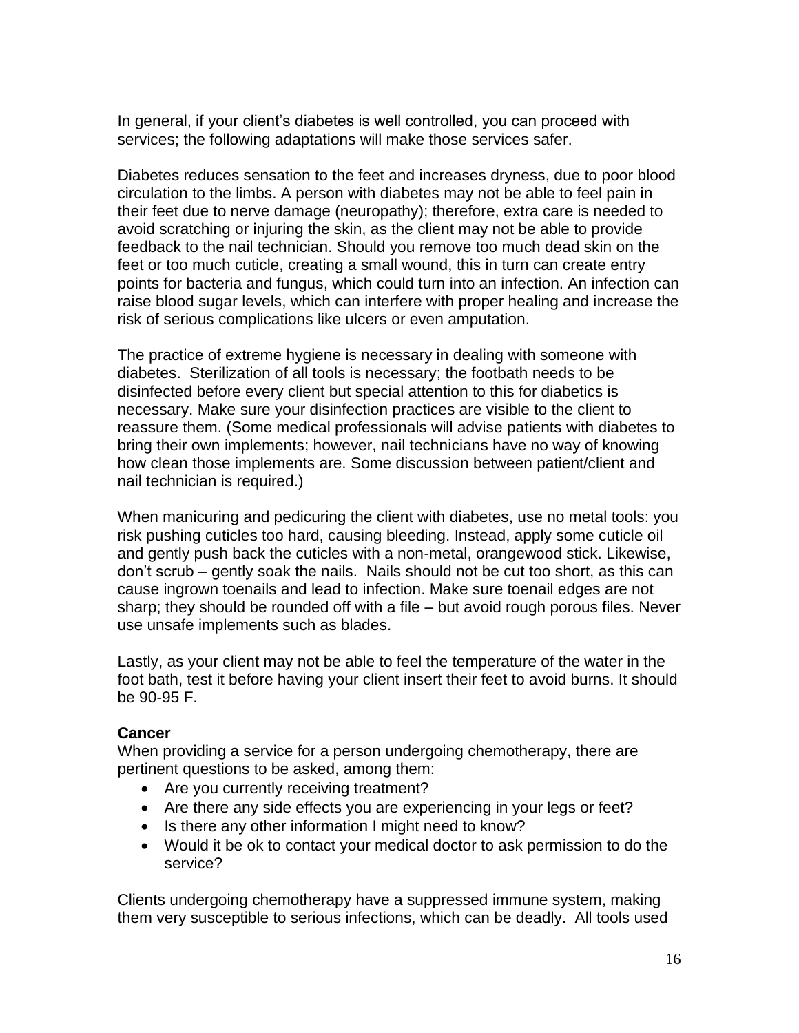In general, if your client's diabetes is well controlled, you can proceed with services; the following adaptations will make those services safer.

Diabetes reduces sensation to the feet and increases dryness, due to poor blood circulation to the limbs. A person with diabetes may not be able to feel pain in their feet due to nerve damage (neuropathy); therefore, extra care is needed to avoid scratching or injuring the skin, as the client may not be able to provide feedback to the nail technician. Should you remove too much dead skin on the feet or too much cuticle, creating a small wound, this in turn can create entry points for bacteria and fungus, which could turn into an infection. An infection can raise blood sugar levels, which can interfere with proper healing and increase the risk of serious complications like ulcers or even amputation.

The practice of extreme hygiene is necessary in dealing with someone with diabetes. Sterilization of all tools is necessary; the footbath needs to be disinfected before every client but special attention to this for diabetics is necessary. Make sure your disinfection practices are visible to the client to reassure them. (Some medical professionals will advise patients with diabetes to bring their own implements; however, nail technicians have no way of knowing how clean those implements are. Some discussion between patient/client and nail technician is required.)

When manicuring and pedicuring the client with diabetes, use no metal tools: you risk pushing cuticles too hard, causing bleeding. Instead, apply some cuticle oil and gently push back the cuticles with a non-metal, orangewood stick. Likewise, don't scrub – gently soak the nails. Nails should not be cut too short, as this can cause ingrown toenails and lead to infection. Make sure toenail edges are not sharp; they should be rounded off with a file – but avoid rough porous files. Never use unsafe implements such as blades.

Lastly, as your client may not be able to feel the temperature of the water in the foot bath, test it before having your client insert their feet to avoid burns. It should be 90-95 F.

**Cancer**

When providing a service for a person undergoing chemotherapy, there are pertinent questions to be asked, among them:

- Are you currently receiving treatment?
- Are there any side effects you are experiencing in your legs or feet?
- Is there any other information I might need to know?
- Would it be ok to contact your medical doctor to ask permission to do the service?

Clients undergoing chemotherapy have a suppressed immune system, making them very susceptible to serious infections, which can be deadly. All tools used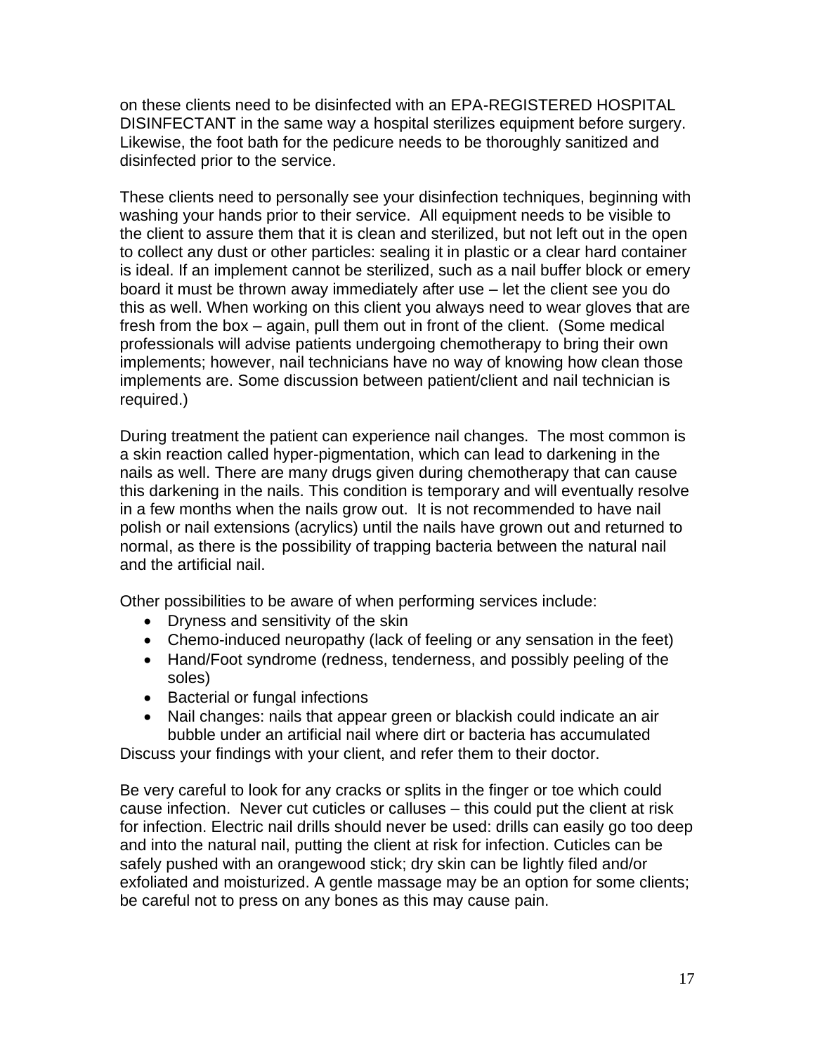on these clients need to be disinfected with an EPA-REGISTERED HOSPITAL DISINFECTANT in the same way a hospital sterilizes equipment before surgery. Likewise, the foot bath for the pedicure needs to be thoroughly sanitized and disinfected prior to the service.

These clients need to personally see your disinfection techniques, beginning with washing your hands prior to their service. All equipment needs to be visible to the client to assure them that it is clean and sterilized, but not left out in the open to collect any dust or other particles: sealing it in plastic or a clear hard container is ideal. If an implement cannot be sterilized, such as a nail buffer block or emery board it must be thrown away immediately after use – let the client see you do this as well. When working on this client you always need to wear gloves that are fresh from the box – again, pull them out in front of the client. (Some medical professionals will advise patients undergoing chemotherapy to bring their own implements; however, nail technicians have no way of knowing how clean those implements are. Some discussion between patient/client and nail technician is required.)

During treatment the patient can experience nail changes. The most common is a skin reaction called hyper-pigmentation, which can lead to darkening in the nails as well. There are many drugs given during chemotherapy that can cause this darkening in the nails. This condition is temporary and will eventually resolve in a few months when the nails grow out. It is not recommended to have nail polish or nail extensions (acrylics) until the nails have grown out and returned to normal, as there is the possibility of trapping bacteria between the natural nail and the artificial nail.

Other possibilities to be aware of when performing services include:

- Dryness and sensitivity of the skin
- Chemo-induced neuropathy (lack of feeling or any sensation in the feet)
- Hand/Foot syndrome (redness, tenderness, and possibly peeling of the soles)
- Bacterial or fungal infections
- Nail changes: nails that appear green or blackish could indicate an air bubble under an artificial nail where dirt or bacteria has accumulated

Discuss your findings with your client, and refer them to their doctor.

Be very careful to look for any cracks or splits in the finger or toe which could cause infection. Never cut cuticles or calluses – this could put the client at risk for infection. Electric nail drills should never be used: drills can easily go too deep and into the natural nail, putting the client at risk for infection. Cuticles can be safely pushed with an orangewood stick; dry skin can be lightly filed and/or exfoliated and moisturized. A gentle massage may be an option for some clients; be careful not to press on any bones as this may cause pain.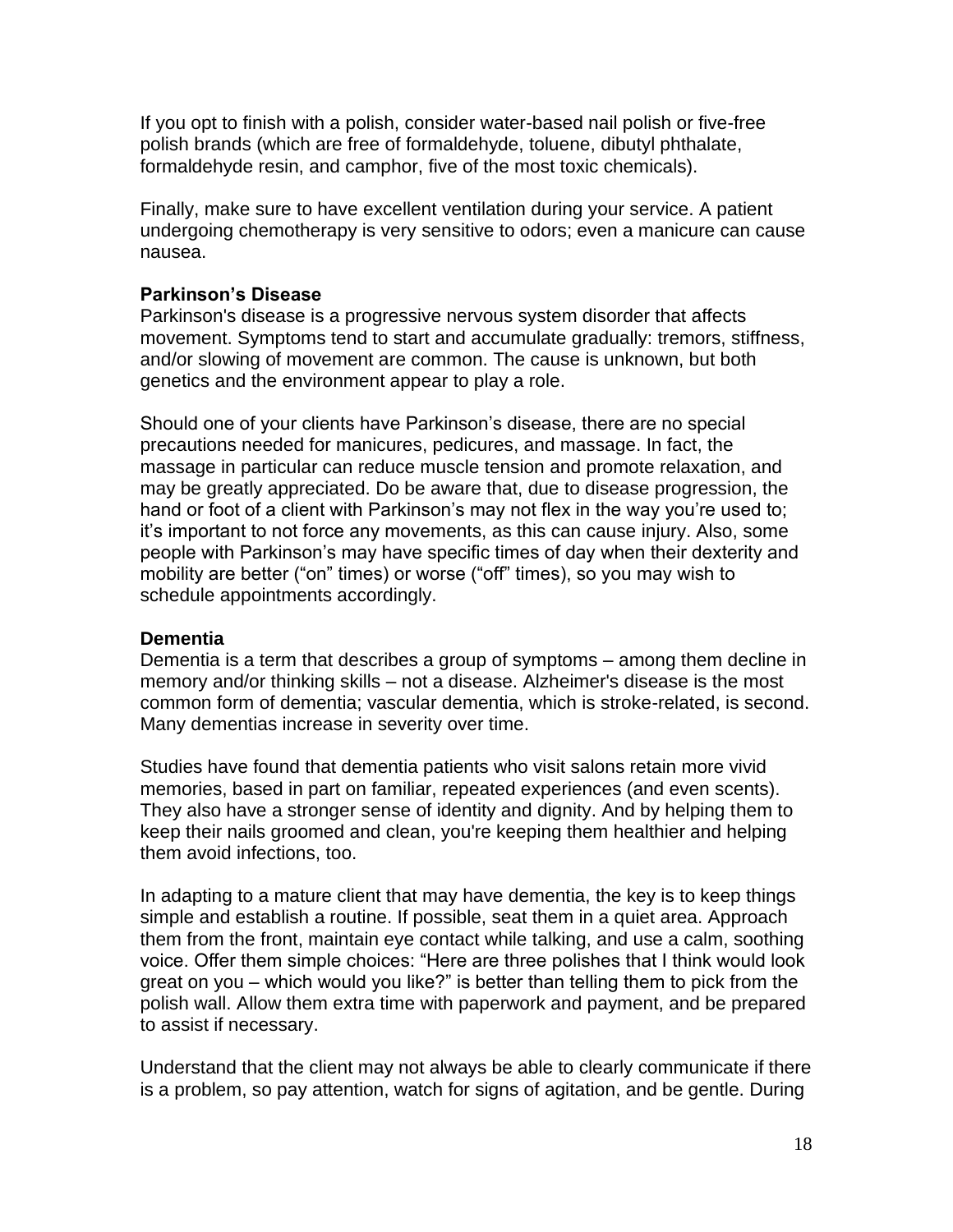If you opt to finish with a polish, consider water-based nail polish or five-free polish brands (which are free of formaldehyde, toluene, dibutyl phthalate, formaldehyde resin, and camphor, five of the most toxic chemicals).

Finally, make sure to have excellent ventilation during your service. A patient undergoing chemotherapy is very sensitive to odors; even a manicure can cause nausea.

**Parkinson's Disease**

Parkinson's disease is a progressive nervous system disorder that affects movement. Symptoms tend to start and accumulate gradually: tremors, stiffness, and/or slowing of movement are common. The cause is unknown, but both genetics and the environment appear to play a role.

Should one of your clients have Parkinson's disease, there are no special precautions needed for manicures, pedicures, and massage. In fact, the massage in particular can reduce muscle tension and promote relaxation, and may be greatly appreciated. Do be aware that, due to disease progression, the hand or foot of a client with Parkinson's may not flex in the way you're used to; it's important to not force any movements, as this can cause injury. Also, some people with Parkinson's may have specific times of day when their dexterity and mobility are better ("on" times) or worse ("off" times), so you may wish to schedule appointments accordingly.

**Dementia**

Dementia is a term that describes a group of symptoms – among them decline in memory and/or thinking skills – not a disease. Alzheimer's disease is the most common form of dementia; vascular dementia, which is stroke-related, is second. Many dementias increase in severity over time.

Studies have found that dementia patients who visit salons retain more vivid memories, based in part on familiar, repeated experiences (and even scents). They also have a stronger sense of identity and dignity. And by helping them to keep their nails groomed and clean, you're keeping them healthier and helping them avoid infections, too.

In adapting to a mature client that may have dementia, the key is to keep things simple and establish a routine. If possible, seat them in a quiet area. Approach them from the front, maintain eye contact while talking, and use a calm, soothing voice. Offer them simple choices: "Here are three polishes that I think would look great on you – which would you like?" is better than telling them to pick from the polish wall. Allow them extra time with paperwork and payment, and be prepared to assist if necessary.

Understand that the client may not always be able to clearly communicate if there is a problem, so pay attention, watch for signs of agitation, and be gentle. During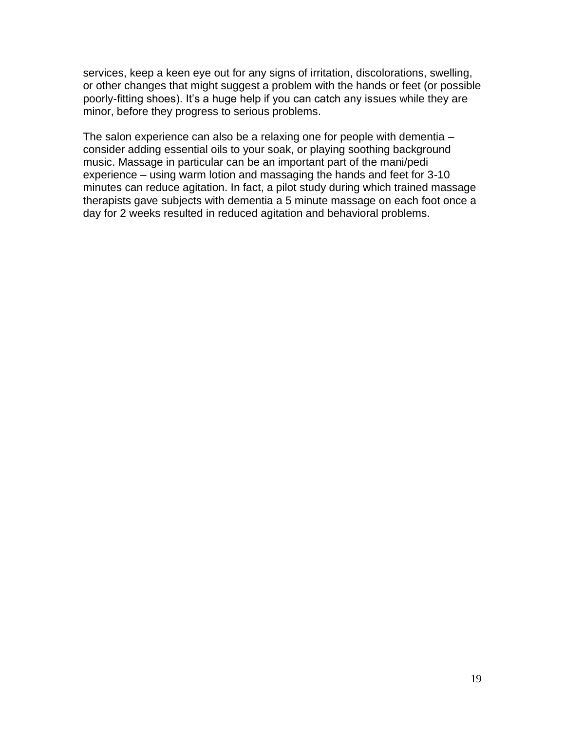services, keep a keen eye out for any signs of irritation, discolorations, swelling, or other changes that might suggest a problem with the hands or feet (or possible poorly-fitting shoes). It's a huge help if you can catch any issues while they are minor, before they progress to serious problems.

The salon experience can also be a relaxing one for people with dementia – consider adding essential oils to your soak, or playing soothing background music. Massage in particular can be an important part of the mani/pedi experience – using warm lotion and massaging the hands and feet for 3-10 minutes can reduce agitation. In fact, a pilot study during which trained massage therapists gave subjects with dementia a 5 minute massage on each foot once a day for 2 weeks resulted in reduced agitation and behavioral problems.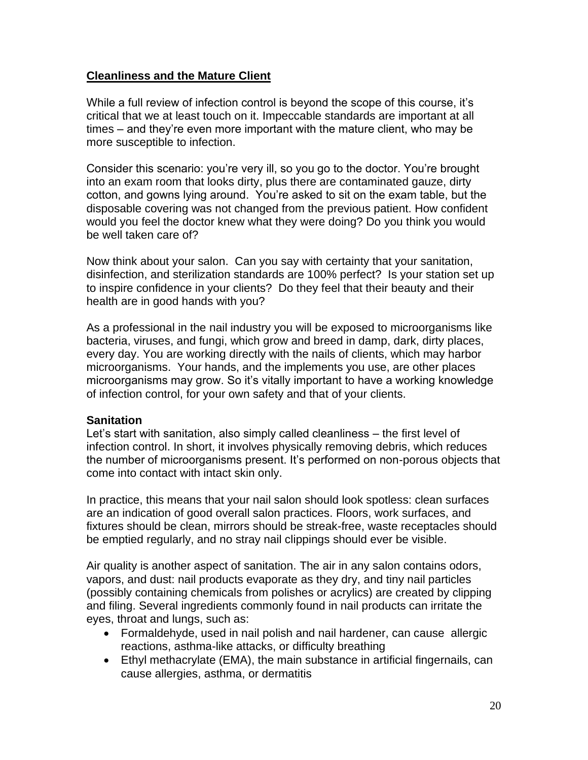## Cleanliness and the Mature Client

While a full review of infection control is beyond the scope of this course, it's critical that we at least touch on it. Impeccable standards are important at all times – and they're even more important with the mature client, who may be more susceptible to infection.

Consider this scenario: you're very ill, so you go to the doctor. You're brought into an exam room that looks dirty, plus there are contaminated gauze, dirty cotton, and gowns lying around. You're asked to sit on the exam table, but the disposable covering was not changed from the previous patient. How confident would you feel the doctor knew what they were doing? Do you think you would be well taken care of?

Now think about your salon. Can you say with certainty that your sanitation, disinfection, and sterilization standards are 100% perfect? Is your station set up to inspire confidence in your clients? Do they feel that their beauty and their health are in good hands with you?

As a professional in the nail industry you will be exposed to microorganisms like bacteria, viruses, and fungi, which grow and breed in damp, dark, dirty places, every day. You are working directly with the nails of clients, which may harbor microorganisms. Your hands, and the implements you use, are other places microorganisms may grow. So it's vitally important to have a working knowledge of infection control, for your own safety and that of your clients.

### Sanitation

Let's start with sanitation, also simply called cleanliness – the first level of infection control. In short, it involves physically removing debris, which reduces the number of microorganisms present. It's performed on non-porous objects that come into contact with intact skin only.

In practice, this means that your nail salon should look spotless: clean surfaces are an indication of good overall salon practices. Floors, work surfaces, and fixtures should be clean, mirrors should be streak-free, waste receptacles should be emptied regularly, and no stray nail clippings should ever be visible.

Air quality is another aspect of sanitation. The air in any salon contains odors, vapors, and dust: nail products evaporate as they dry, and tiny nail particles (possibly containing chemicals from polishes or acrylics) are created by clipping and filing. Several ingredients commonly found in nail products can irritate the eyes, throat and lungs, such as:

- Formaldehyde, used in nail polish and nail hardener, can cause allergic reactions, asthma-like attacks, or difficulty breathing
- Ethyl methacrylate (EMA), the main substance in artificial fingernails, can cause allergies, asthma, or dermatitis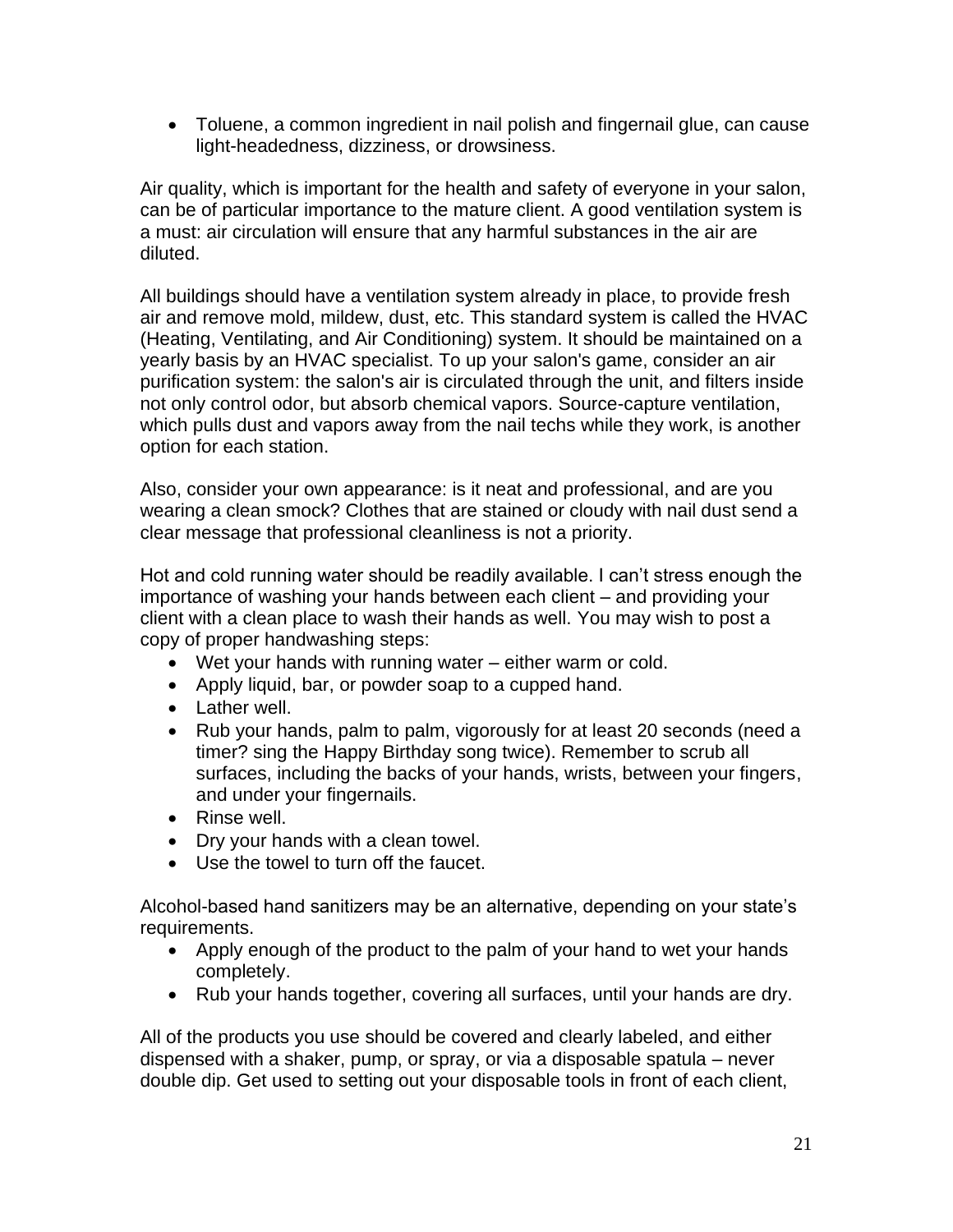- Toluene, a common ingredient in nail polish and fingernail glue, can cause light-headedness, dizziness, or drowsiness.

Air quality, which is important for the health and safety of everyone in your salon, can be of particular importance to the mature client. A good ventilation system is a must: air circulation will ensure that any harmful substances in the air are diluted.

All buildings should have a ventilation system already in place, to provide fresh air and remove mold, mildew, dust, etc. This standard system is called the HVAC (Heating, Ventilating, and Air Conditioning) system. It should be maintained on a yearly basis by an HVAC specialist. To up your salon's game, consider an air purification system: the salon's air is circulated through the unit, and filters inside not only control odor, but absorb chemical vapors. Source-capture ventilation, which pulls dust and vapors away from the nail techs while they work, is another option for each station.

Also, consider your own appearance: is it neat and professional, and are you wearing a clean smock? Clothes that are stained or cloudy with nail dust send a clear message that professional cleanliness is not a priority.

Hot and cold running water should be readily available. I can't stress enough the importance of washing your hands between each client – and providing your client with a clean place to wash their hands as well. You may wish to post a copy of proper handwashing steps:

- Wet your hands with running water – either warm or cold.
- Apply liquid, bar, or powder soap to a cupped hand.
- Lather well.
- Rub your hands, palm to palm, vigorously for at least 20 seconds (need a timer? sing the Happy Birthday song twice). Remember to scrub all surfaces, including the backs of your hands, wrists, between your fingers, and under your fingernails.
- Rinse well.
- Dry your hands with a clean towel.
- Use the towel to turn off the faucet.

Alcohol-based hand sanitizers may be an alternative, depending on your state's requirements.

- Apply enough of the product to the palm of your hand to wet your hands completely.
- Rub your hands together, covering all surfaces, until your hands are dry.

All of the products you use should be covered and clearly labeled, and either dispensed with a shaker, pump, or spray, or via a disposable spatula – never double dip. Get used to setting out your disposable tools in front of each client,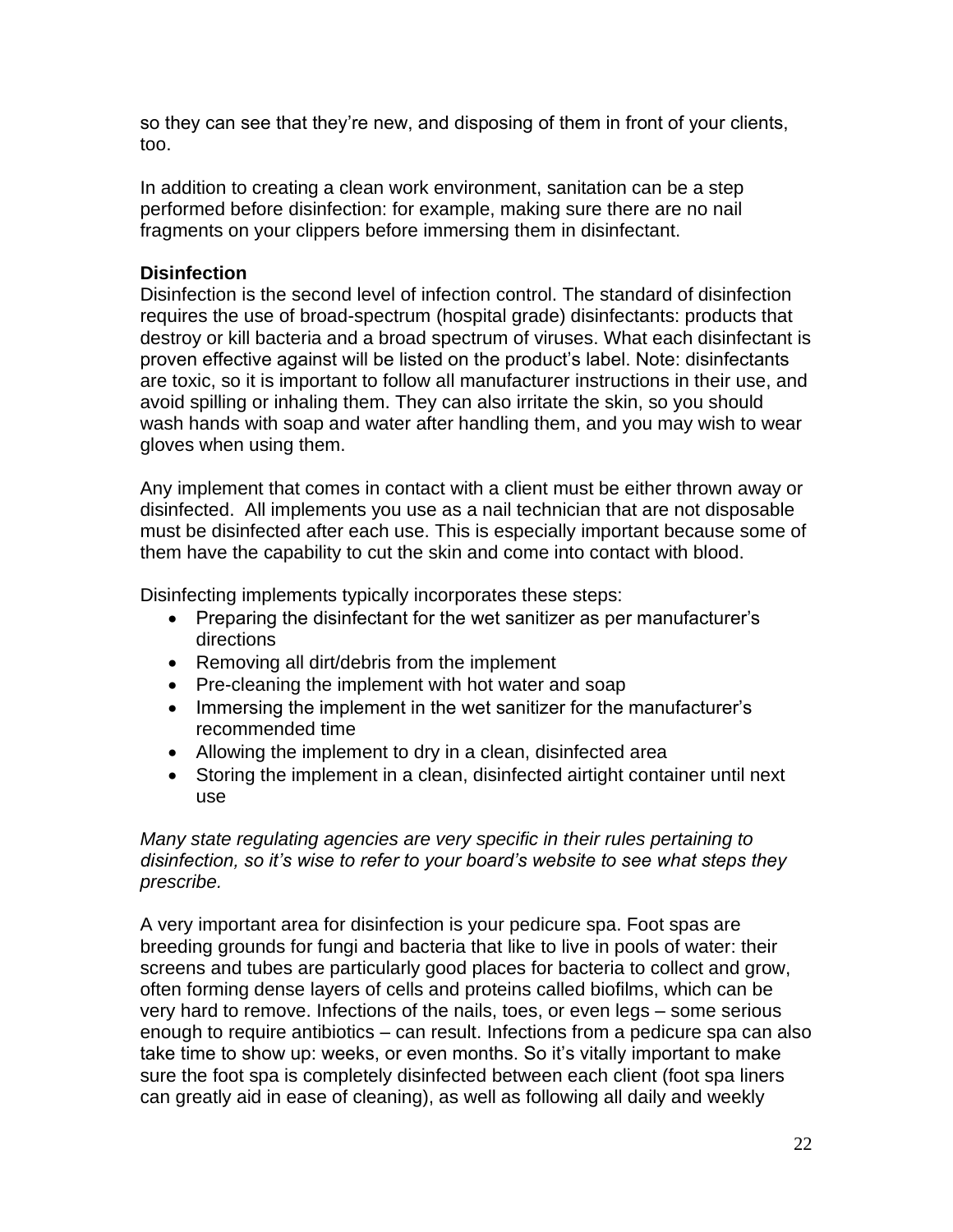so they can see that they're new, and disposing of them in front of your clients, too.

In addition to creating a clean work environment, sanitation can be a step performed before disinfection: for example, making sure there are no nail fragments on your clippers before immersing them in disinfectant.

### Disinfection

Disinfection is the second level of infection control. The standard of disinfection requires the use of broad-spectrum (hospital grade) disinfectants: products that destroy or kill bacteria and a broad spectrum of viruses. What each disinfectant is proven effective against will be listed on the product's label. Note: disinfectants are toxic, so it is important to follow all manufacturer instructions in their use, and avoid spilling or inhaling them. They can also irritate the skin, so you should wash hands with soap and water after handling them, and you may wish to wear gloves when using them.

Any implement that comes in contact with a client must be either thrown away or disinfected. All implements you use as a nail technician that are not disposable must be disinfected after each use. This is especially important because some of them have the capability to cut the skin and come into contact with blood.

Disinfecting implements typically incorporates these steps:

- Preparing the disinfectant for the wet sanitizer as per manufacturer's directions
- Removing all dirt/debris from the implement
- Pre-cleaning the implement with hot water and soap
- Immersing the implement in the wet sanitizer for the manufacturer's recommended time
- Allowing the implement to dry in a clean, disinfected area
- Storing the implement in a clean, disinfected airtight container until next use

*Many state regulating agencies are very specific in their rules pertaining to disinfection, so it's wise to refer to your board's website to see what steps they prescribe.*

A very important area for disinfection is your pedicure spa. Foot spas are breeding grounds for fungi and bacteria that like to live in pools of water: their screens and tubes are particularly good places for bacteria to collect and grow, often forming dense layers of cells and proteins called biofilms, which can be very hard to remove. Infections of the nails, toes, or even legs – some serious enough to require antibiotics – can result. Infections from a pedicure spa can also take time to show up: weeks, or even months. So it's vitally important to make sure the foot spa is completely disinfected between each client (foot spa liners can greatly aid in ease of cleaning), as well as following all daily and weekly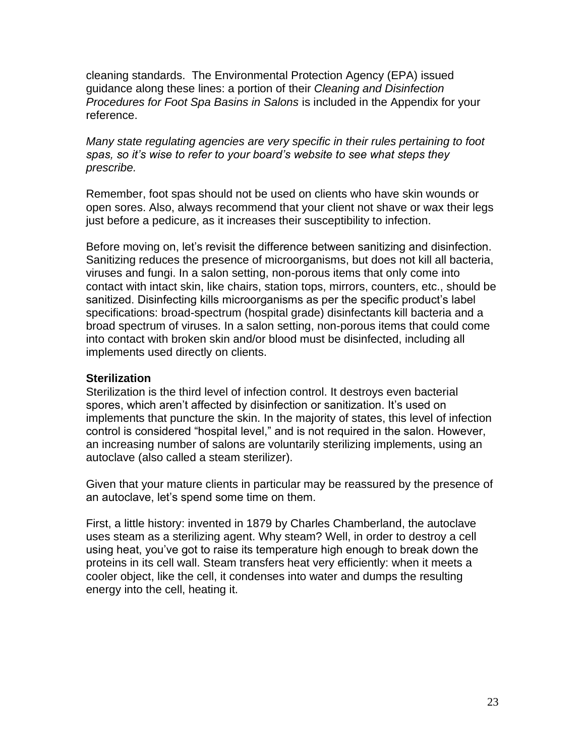cleaning standards. The Environmental Protection Agency (EPA) issued guidance along these lines: a portion of their *Cleaning and Disinfection Procedures for Foot Spa Basins in Salons* is included in the Appendix for your reference.

*Many state regulating agencies are very specific in their rules pertaining to foot spas, so it's wise to refer to your board's website to see what steps they prescribe.*

Remember, foot spas should not be used on clients who have skin wounds or open sores. Also, always recommend that your client not shave or wax their legs just before a pedicure, as it increases their susceptibility to infection.

Before moving on, let's revisit the difference between sanitizing and disinfection. Sanitizing reduces the presence of microorganisms, but does not kill all bacteria, viruses and fungi. In a salon setting, non-porous items that only come into contact with intact skin, like chairs, station tops, mirrors, counters, etc., should be sanitized. Disinfecting kills microorganisms as per the specific product's label specifications: broad-spectrum (hospital grade) disinfectants kill bacteria and a broad spectrum of viruses. In a salon setting, non-porous items that could come into contact with broken skin and/or blood must be disinfected, including all implements used directly on clients.

**Sterilization**

Sterilization is the third level of infection control. It destroys even bacterial spores, which aren't affected by disinfection or sanitization. It's used on implements that puncture the skin. In the majority of states, this level of infection control is considered "hospital level," and is not required in the salon. However, an increasing number of salons are voluntarily sterilizing implements, using an autoclave (also called a steam sterilizer).

Given that your mature clients in particular may be reassured by the presence of an autoclave, let's spend some time on them.

First, a little history: invented in 1879 by Charles Chamberland, the autoclave uses steam as a sterilizing agent. Why steam? Well, in order to destroy a cell using heat, you've got to raise its temperature high enough to break down the proteins in its cell wall. Steam transfers heat very efficiently: when it meets a cooler object, like the cell, it condenses into water and dumps the resulting energy into the cell, heating it.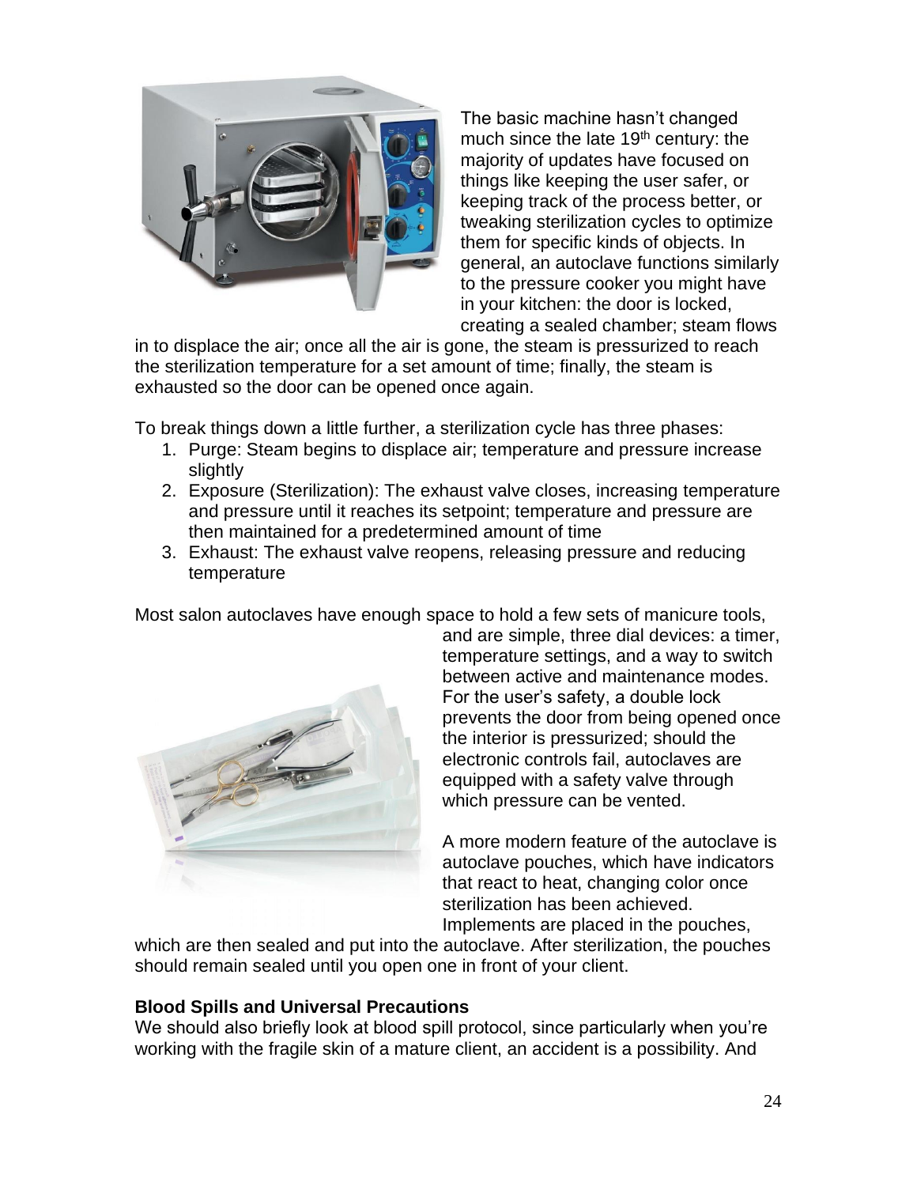The basic machine hasn't changed much since the late 19th century: the majority of updates have focused on things like keeping the user safer, or keeping track of the process better, or tweaking sterilization cycles to optimize them for specific kinds of objects. In general, an autoclave functions similarly to the pressure cooker you might have in your kitchen: the door is locked, creating a sealed chamber; steam flows in to displace the air; once all the air is gone, the steam is pressurized to reach the sterilization temperature for a set amount of time; finally, the steam is exhausted so the door can be opened once again.

To break things down a little further, a sterilization cycle has three phases:

1. Purge: Steam begins to displace air; temperature and pressure increase slightly
2. Exposure (Sterilization): The exhaust valve closes, increasing temperature and pressure until it reaches its setpoint; temperature and pressure are then maintained for a predetermined amount of time
3. Exhaust: The exhaust valve reopens, releasing pressure and reducing temperature

Most salon autoclaves have enough space to hold a few sets of manicure tools, and are simple, three dial devices: a timer, temperature settings, and a way to switch between active and maintenance modes. For the user's safety, a double lock prevents the door from being opened once the interior is pressurized; should the electronic controls fail, autoclaves are equipped with a safety valve through which pressure can be vented.

A more modern feature of the autoclave is autoclave pouches, which have indicators that react to heat, changing color once sterilization has been achieved. Implements are placed in the pouches, which are then sealed and put into the autoclave. After sterilization, the pouches should remain sealed until you open one in front of your client.

**Blood Spills and Universal Precautions**

We should also briefly look at blood spill protocol, since particularly when you're working with the fragile skin of a mature client, an accident is a possibility. And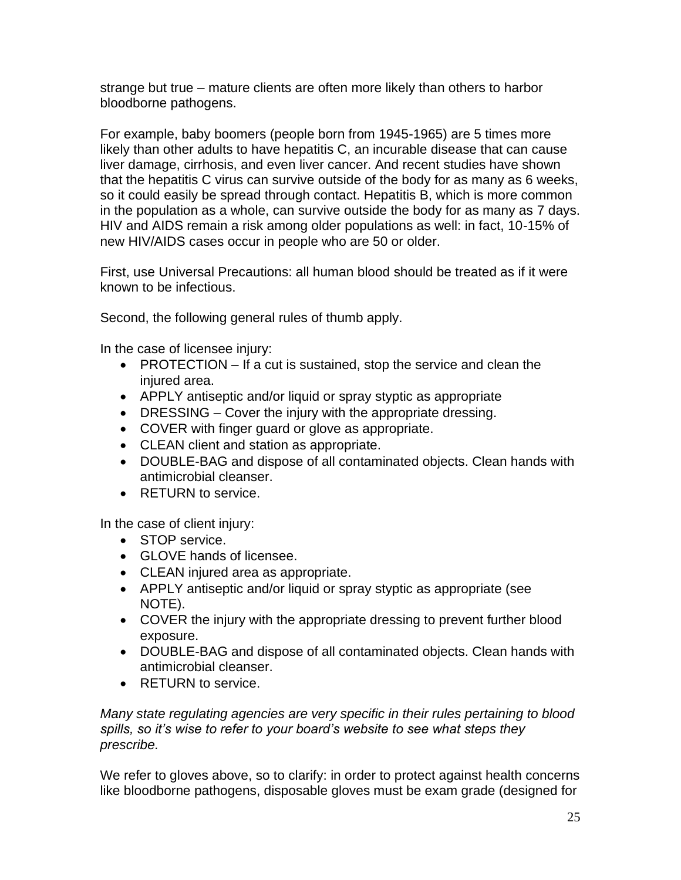strange but true – mature clients are often more likely than others to harbor bloodborne pathogens.

For example, baby boomers (people born from 1945-1965) are 5 times more likely than other adults to have hepatitis C, an incurable disease that can cause liver damage, cirrhosis, and even liver cancer. And recent studies have shown that the hepatitis C virus can survive outside of the body for as many as 6 weeks, so it could easily be spread through contact. Hepatitis B, which is more common in the population as a whole, can survive outside the body for as many as 7 days. HIV and AIDS remain a risk among older populations as well: in fact, 10-15% of new HIV/AIDS cases occur in people who are 50 or older.

First, use Universal Precautions: all human blood should be treated as if it were known to be infectious.

Second, the following general rules of thumb apply.

In the case of licensee injury:

- PROTECTION – If a cut is sustained, stop the service and clean the injured area.
- APPLY antiseptic and/or liquid or spray styptic as appropriate
- DRESSING – Cover the injury with the appropriate dressing.
- COVER with finger guard or glove as appropriate.
- CLEAN client and station as appropriate.
- DOUBLE-BAG and dispose of all contaminated objects. Clean hands with antimicrobial cleanser.
- RETURN to service.

In the case of client injury:

- STOP service.
- GLOVE hands of licensee.
- CLEAN injured area as appropriate.
- APPLY antiseptic and/or liquid or spray styptic as appropriate (see NOTE).
- COVER the injury with the appropriate dressing to prevent further blood exposure.
- DOUBLE-BAG and dispose of all contaminated objects. Clean hands with antimicrobial cleanser.
- RETURN to service.

*Many state regulating agencies are very specific in their rules pertaining to blood spills, so it's wise to refer to your board's website to see what steps they prescribe.*

We refer to gloves above, so to clarify: in order to protect against health concerns like bloodborne pathogens, disposable gloves must be exam grade (designed for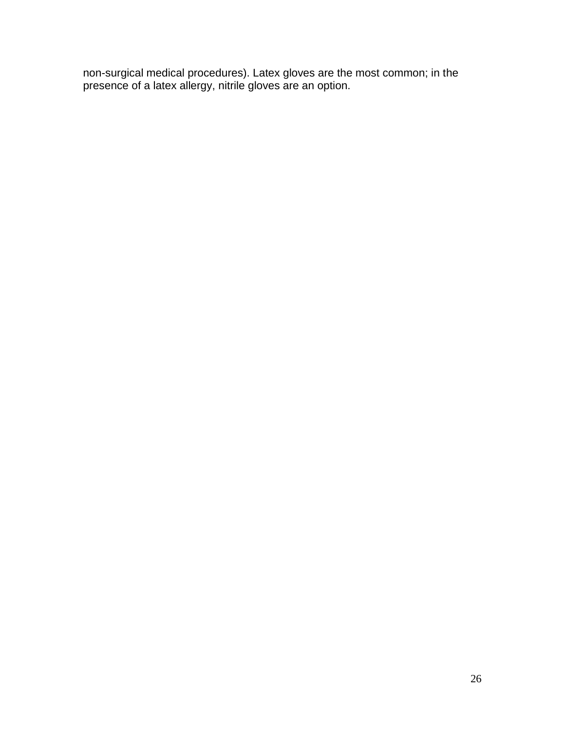non-surgical medical procedures). Latex gloves are the most common; in the presence of a latex allergy, nitrile gloves are an option.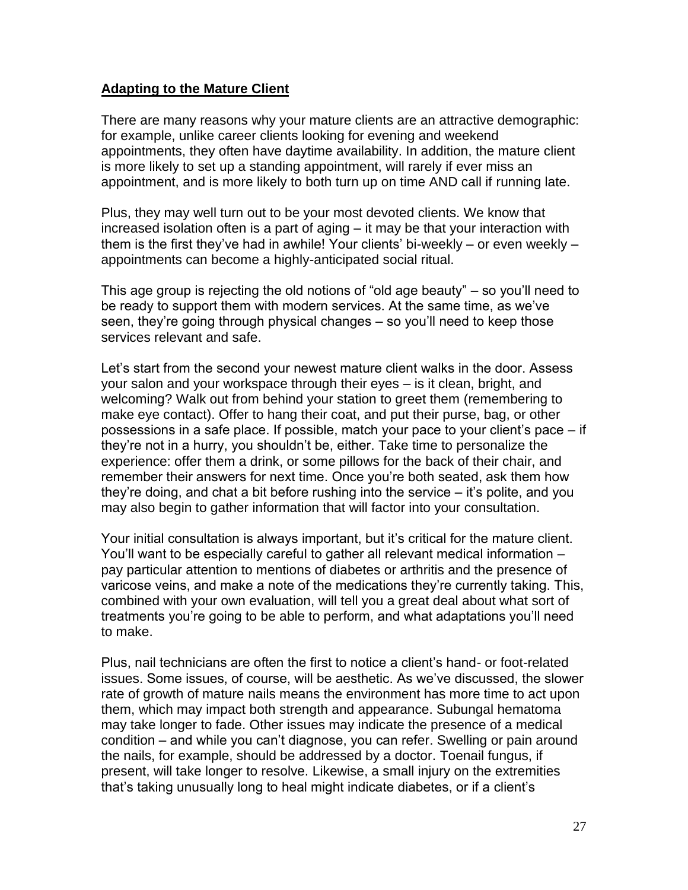**Adapting to the Mature Client**

There are many reasons why your mature clients are an attractive demographic: for example, unlike career clients looking for evening and weekend appointments, they often have daytime availability. In addition, the mature client is more likely to set up a standing appointment, will rarely if ever miss an appointment, and is more likely to both turn up on time AND call if running late.

Plus, they may well turn out to be your most devoted clients. We know that increased isolation often is a part of aging – it may be that your interaction with them is the first they've had in awhile! Your clients' bi-weekly – or even weekly – appointments can become a highly-anticipated social ritual.

This age group is rejecting the old notions of "old age beauty" – so you'll need to be ready to support them with modern services. At the same time, as we've seen, they're going through physical changes – so you'll need to keep those services relevant and safe.

Let's start from the second your newest mature client walks in the door. Assess your salon and your workspace through their eyes – is it clean, bright, and welcoming? Walk out from behind your station to greet them (remembering to make eye contact). Offer to hang their coat, and put their purse, bag, or other possessions in a safe place. If possible, match your pace to your client's pace – if they're not in a hurry, you shouldn't be, either. Take time to personalize the experience: offer them a drink, or some pillows for the back of their chair, and remember their answers for next time. Once you're both seated, ask them how they're doing, and chat a bit before rushing into the service – it's polite, and you may also begin to gather information that will factor into your consultation.

Your initial consultation is always important, but it's critical for the mature client. You'll want to be especially careful to gather all relevant medical information – pay particular attention to mentions of diabetes or arthritis and the presence of varicose veins, and make a note of the medications they're currently taking. This, combined with your own evaluation, will tell you a great deal about what sort of treatments you're going to be able to perform, and what adaptations you'll need to make.

Plus, nail technicians are often the first to notice a client's hand- or foot-related issues. Some issues, of course, will be aesthetic. As we've discussed, the slower rate of growth of mature nails means the environment has more time to act upon them, which may impact both strength and appearance. Subungal hematoma may take longer to fade. Other issues may indicate the presence of a medical condition – and while you can't diagnose, you can refer. Swelling or pain around the nails, for example, should be addressed by a doctor. Toenail fungus, if present, will take longer to resolve. Likewise, a small injury on the extremities that's taking unusually long to heal might indicate diabetes, or if a client's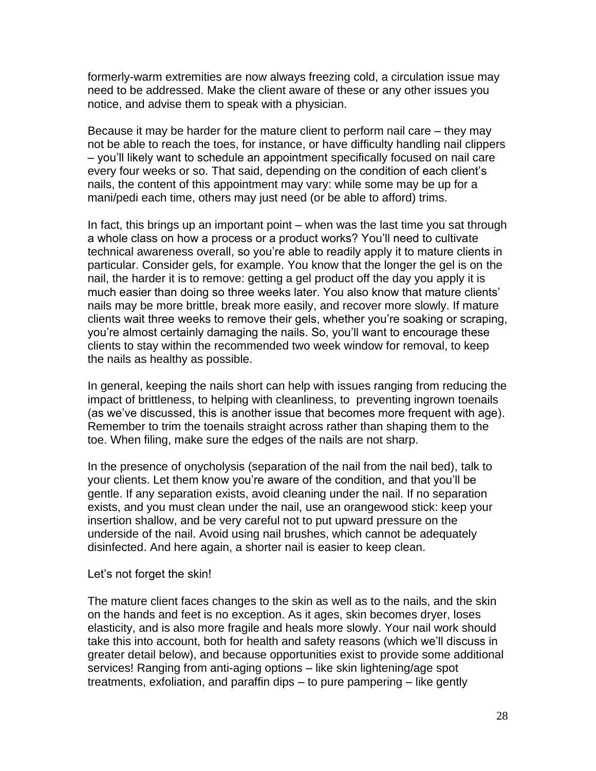formerly-warm extremities are now always freezing cold, a circulation issue may need to be addressed. Make the client aware of these or any other issues you notice, and advise them to speak with a physician.

Because it may be harder for the mature client to perform nail care – they may not be able to reach the toes, for instance, or have difficulty handling nail clippers – you'll likely want to schedule an appointment specifically focused on nail care every four weeks or so. That said, depending on the condition of each client's nails, the content of this appointment may vary: while some may be up for a mani/pedi each time, others may just need (or be able to afford) trims.

In fact, this brings up an important point – when was the last time you sat through a whole class on how a process or a product works? You'll need to cultivate technical awareness overall, so you're able to readily apply it to mature clients in particular. Consider gels, for example. You know that the longer the gel is on the nail, the harder it is to remove: getting a gel product off the day you apply it is much easier than doing so three weeks later. You also know that mature clients' nails may be more brittle, break more easily, and recover more slowly. If mature clients wait three weeks to remove their gels, whether you're soaking or scraping, you're almost certainly damaging the nails. So, you'll want to encourage these clients to stay within the recommended two week window for removal, to keep the nails as healthy as possible.

In general, keeping the nails short can help with issues ranging from reducing the impact of brittleness, to helping with cleanliness, to preventing ingrown toenails (as we've discussed, this is another issue that becomes more frequent with age). Remember to trim the toenails straight across rather than shaping them to the toe. When filing, make sure the edges of the nails are not sharp.

In the presence of onycholysis (separation of the nail from the nail bed), talk to your clients. Let them know you're aware of the condition, and that you'll be gentle. If any separation exists, avoid cleaning under the nail. If no separation exists, and you must clean under the nail, use an orangewood stick: keep your insertion shallow, and be very careful not to put upward pressure on the underside of the nail. Avoid using nail brushes, which cannot be adequately disinfected. And here again, a shorter nail is easier to keep clean.

Let's not forget the skin!

The mature client faces changes to the skin as well as to the nails, and the skin on the hands and feet is no exception. As it ages, skin becomes dryer, loses elasticity, and is also more fragile and heals more slowly. Your nail work should take this into account, both for health and safety reasons (which we'll discuss in greater detail below), and because opportunities exist to provide some additional services! Ranging from anti-aging options – like skin lightening/age spot treatments, exfoliation, and paraffin dips – to pure pampering – like gently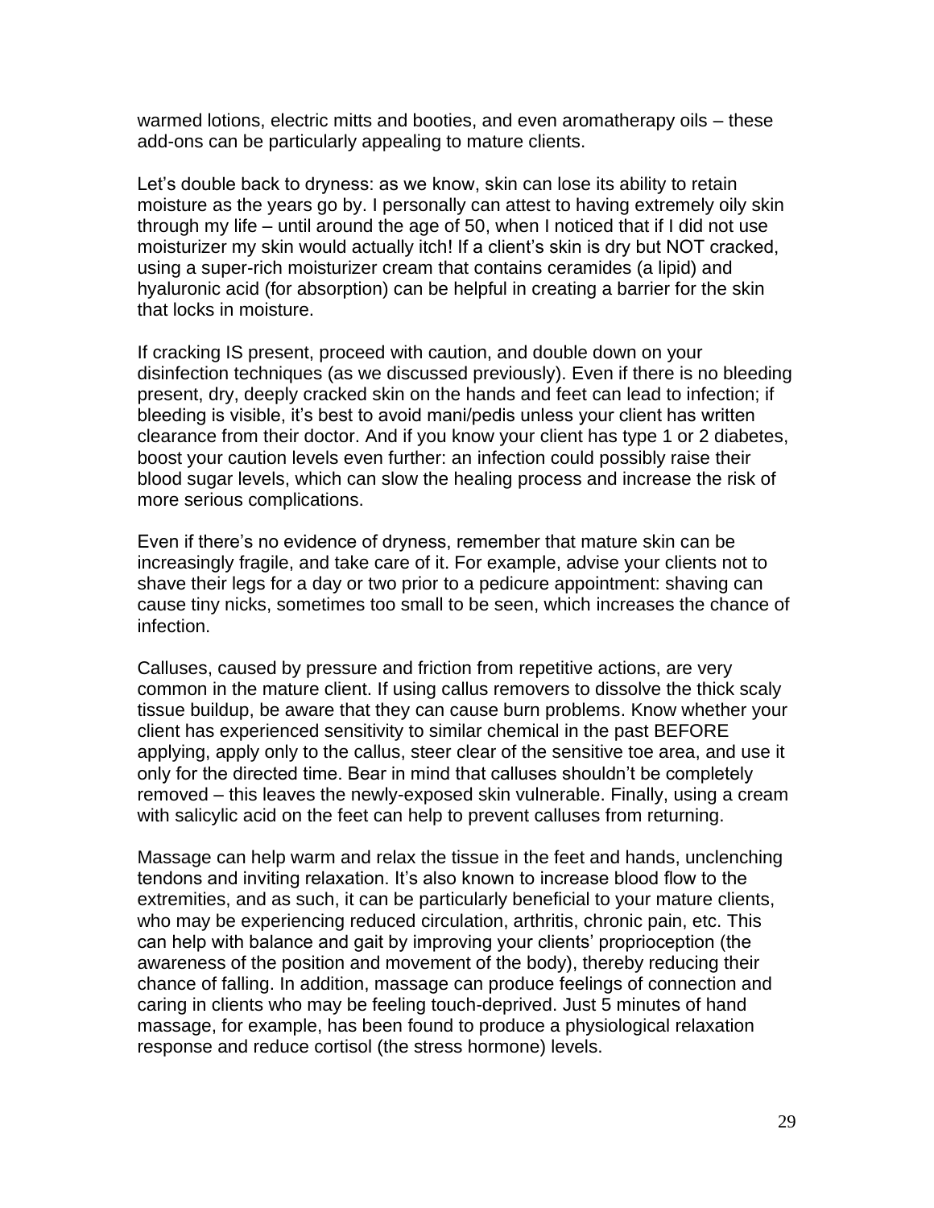warmed lotions, electric mitts and booties, and even aromatherapy oils – these add-ons can be particularly appealing to mature clients.

Let's double back to dryness: as we know, skin can lose its ability to retain moisture as the years go by. I personally can attest to having extremely oily skin through my life – until around the age of 50, when I noticed that if I did not use moisturizer my skin would actually itch! If a client's skin is dry but NOT cracked, using a super-rich moisturizer cream that contains ceramides (a lipid) and hyaluronic acid (for absorption) can be helpful in creating a barrier for the skin that locks in moisture.

If cracking IS present, proceed with caution, and double down on your disinfection techniques (as we discussed previously). Even if there is no bleeding present, dry, deeply cracked skin on the hands and feet can lead to infection; if bleeding is visible, it's best to avoid mani/pedis unless your client has written clearance from their doctor. And if you know your client has type 1 or 2 diabetes, boost your caution levels even further: an infection could possibly raise their blood sugar levels, which can slow the healing process and increase the risk of more serious complications.

Even if there's no evidence of dryness, remember that mature skin can be increasingly fragile, and take care of it. For example, advise your clients not to shave their legs for a day or two prior to a pedicure appointment: shaving can cause tiny nicks, sometimes too small to be seen, which increases the chance of infection.

Calluses, caused by pressure and friction from repetitive actions, are very common in the mature client. If using callus removers to dissolve the thick scaly tissue buildup, be aware that they can cause burn problems. Know whether your client has experienced sensitivity to similar chemical in the past BEFORE applying, apply only to the callus, steer clear of the sensitive toe area, and use it only for the directed time. Bear in mind that calluses shouldn't be completely removed – this leaves the newly-exposed skin vulnerable. Finally, using a cream with salicylic acid on the feet can help to prevent calluses from returning.

Massage can help warm and relax the tissue in the feet and hands, unclenching tendons and inviting relaxation. It's also known to increase blood flow to the extremities, and as such, it can be particularly beneficial to your mature clients, who may be experiencing reduced circulation, arthritis, chronic pain, etc. This can help with balance and gait by improving your clients' proprioception (the awareness of the position and movement of the body), thereby reducing their chance of falling. In addition, massage can produce feelings of connection and caring in clients who may be feeling touch-deprived. Just 5 minutes of hand massage, for example, has been found to produce a physiological relaxation response and reduce cortisol (the stress hormone) levels.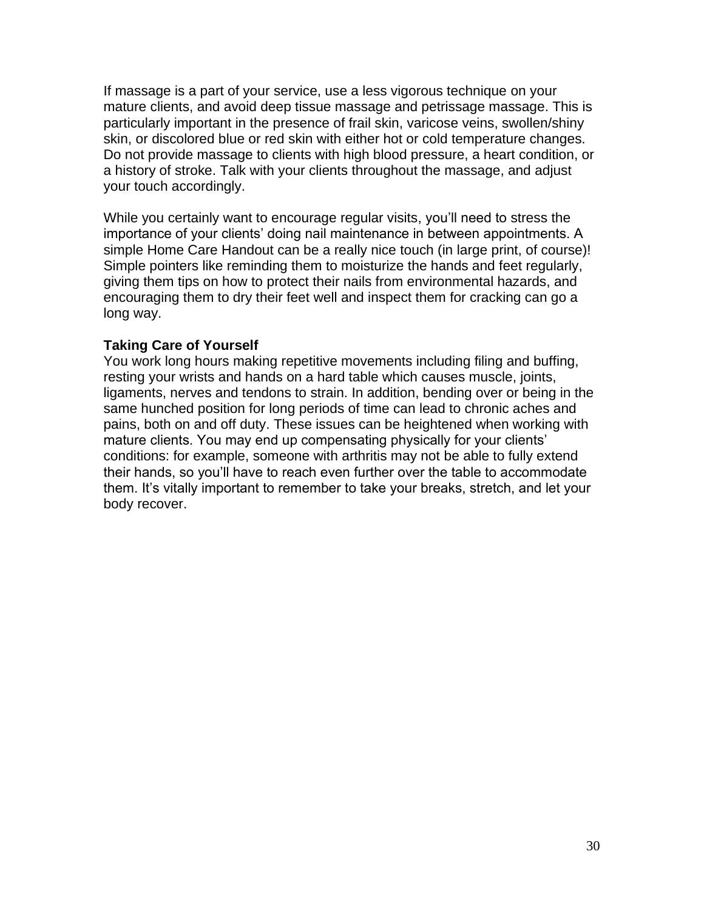If massage is a part of your service, use a less vigorous technique on your mature clients, and avoid deep tissue massage and petrissage massage. This is particularly important in the presence of frail skin, varicose veins, swollen/shiny skin, or discolored blue or red skin with either hot or cold temperature changes. Do not provide massage to clients with high blood pressure, a heart condition, or a history of stroke. Talk with your clients throughout the massage, and adjust your touch accordingly.

While you certainly want to encourage regular visits, you'll need to stress the importance of your clients' doing nail maintenance in between appointments. A simple Home Care Handout can be a really nice touch (in large print, of course)! Simple pointers like reminding them to moisturize the hands and feet regularly, giving them tips on how to protect their nails from environmental hazards, and encouraging them to dry their feet well and inspect them for cracking can go a long way.

**Taking Care of Yourself**

You work long hours making repetitive movements including filing and buffing, resting your wrists and hands on a hard table which causes muscle, joints, ligaments, nerves and tendons to strain. In addition, bending over or being in the same hunched position for long periods of time can lead to chronic aches and pains, both on and off duty. These issues can be heightened when working with mature clients. You may end up compensating physically for your clients' conditions: for example, someone with arthritis may not be able to fully extend their hands, so you'll have to reach even further over the table to accommodate them. It's vitally important to remember to take your breaks, stretch, and let your body recover.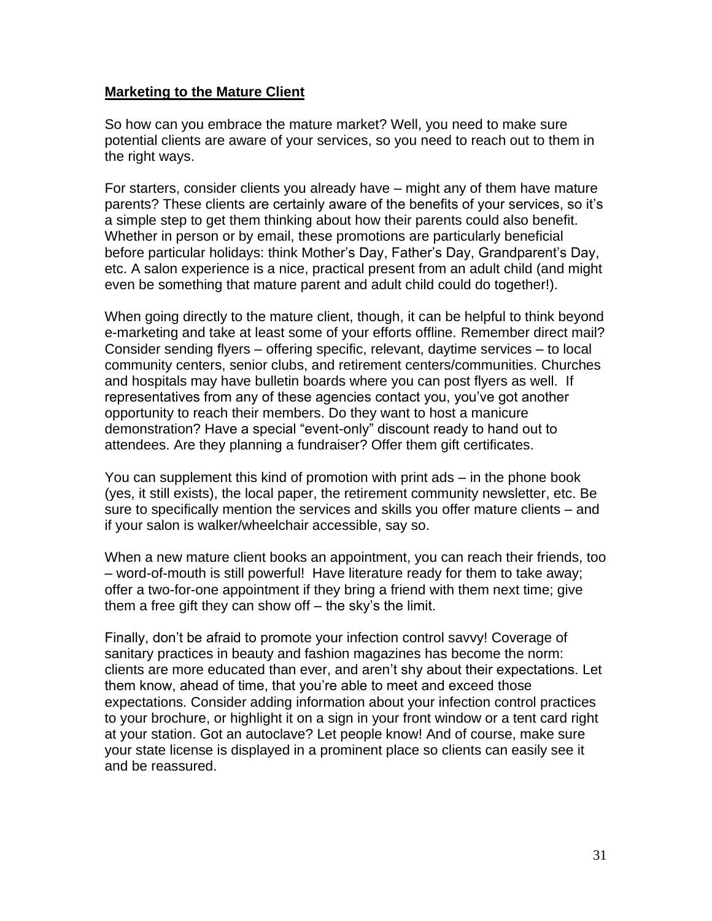## Marketing to the Mature Client

So how can you embrace the mature market? Well, you need to make sure potential clients are aware of your services, so you need to reach out to them in the right ways.

For starters, consider clients you already have – might any of them have mature parents? These clients are certainly aware of the benefits of your services, so it's a simple step to get them thinking about how their parents could also benefit. Whether in person or by email, these promotions are particularly beneficial before particular holidays: think Mother's Day, Father's Day, Grandparent's Day, etc. A salon experience is a nice, practical present from an adult child (and might even be something that mature parent and adult child could do together!).

When going directly to the mature client, though, it can be helpful to think beyond e-marketing and take at least some of your efforts offline. Remember direct mail? Consider sending flyers – offering specific, relevant, daytime services – to local community centers, senior clubs, and retirement centers/communities. Churches and hospitals may have bulletin boards where you can post flyers as well. If representatives from any of these agencies contact you, you've got another opportunity to reach their members. Do they want to host a manicure demonstration? Have a special "event-only" discount ready to hand out to attendees. Are they planning a fundraiser? Offer them gift certificates.

You can supplement this kind of promotion with print ads – in the phone book (yes, it still exists), the local paper, the retirement community newsletter, etc. Be sure to specifically mention the services and skills you offer mature clients – and if your salon is walker/wheelchair accessible, say so.

When a new mature client books an appointment, you can reach their friends, too – word-of-mouth is still powerful! Have literature ready for them to take away; offer a two-for-one appointment if they bring a friend with them next time; give them a free gift they can show off – the sky's the limit.

Finally, don't be afraid to promote your infection control savvy! Coverage of sanitary practices in beauty and fashion magazines has become the norm: clients are more educated than ever, and aren't shy about their expectations. Let them know, ahead of time, that you're able to meet and exceed those expectations. Consider adding information about your infection control practices to your brochure, or highlight it on a sign in your front window or a tent card right at your station. Got an autoclave? Let people know! And of course, make sure your state license is displayed in a prominent place so clients can easily see it and be reassured.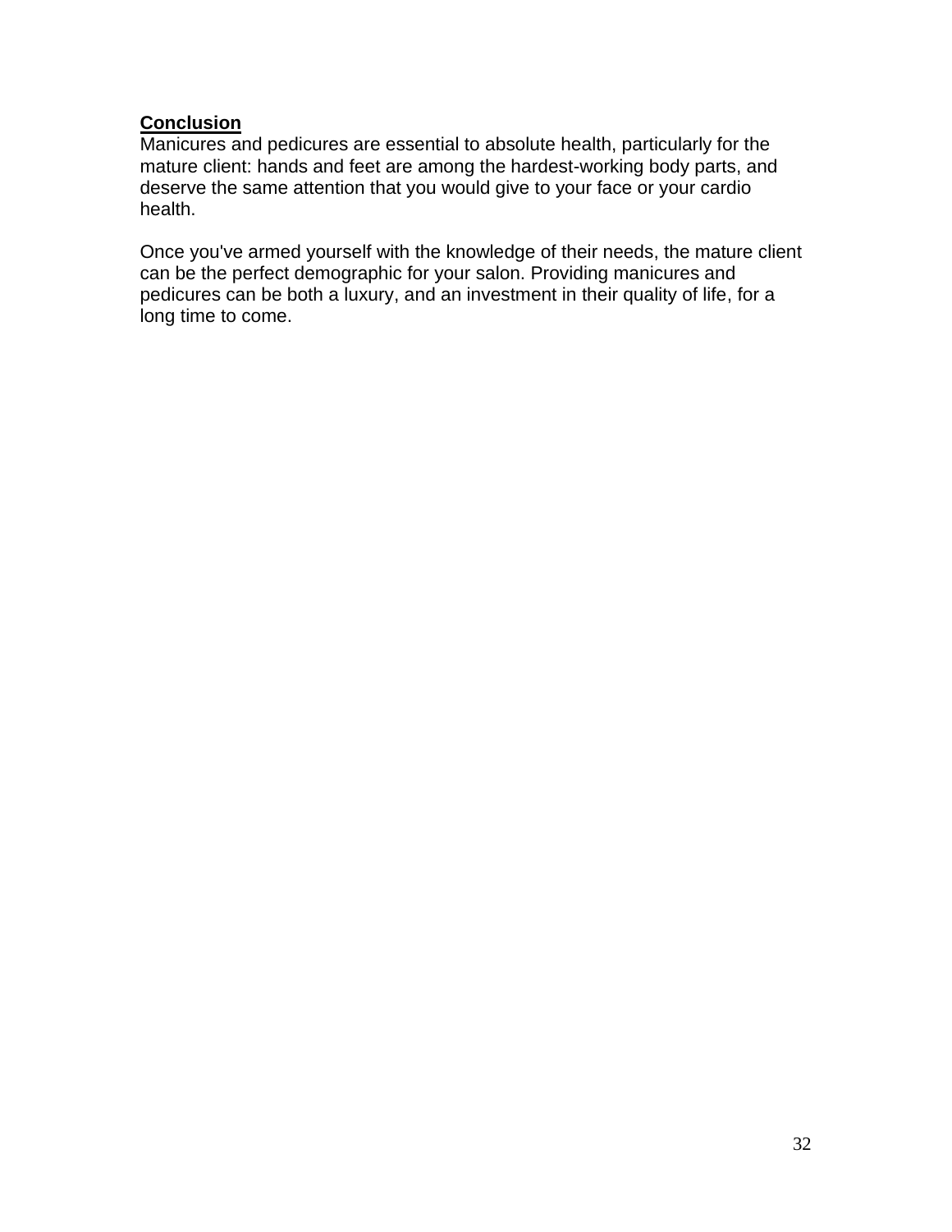**Conclusion**

Manicures and pedicures are essential to absolute health, particularly for the mature client: hands and feet are among the hardest-working body parts, and deserve the same attention that you would give to your face or your cardio health.

Once you've armed yourself with the knowledge of their needs, the mature client can be the perfect demographic for your salon. Providing manicures and pedicures can be both a luxury, and an investment in their quality of life, for a long time to come.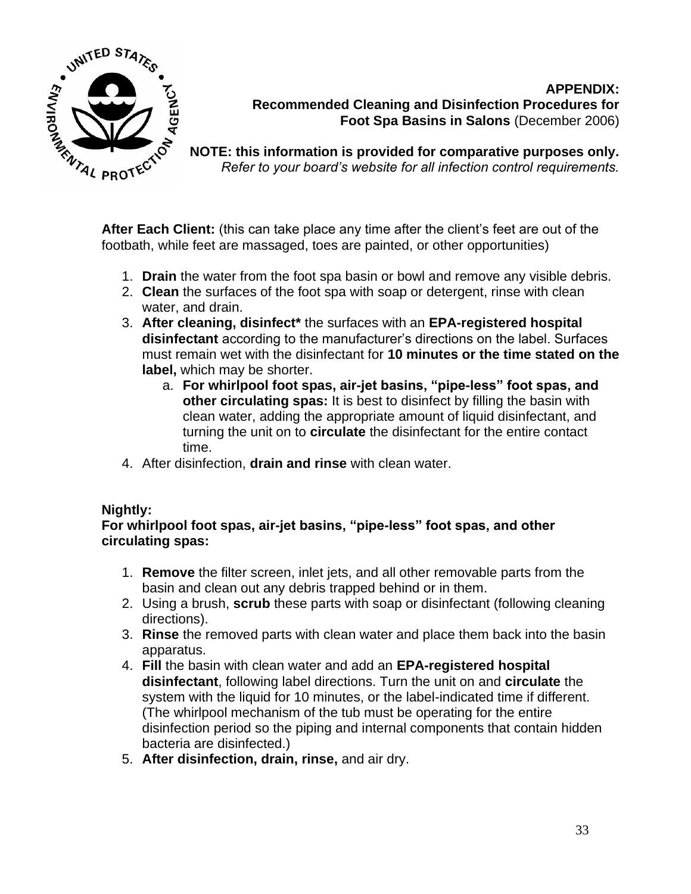## APPENDIX:
## Recommended Cleaning and Disinfection Procedures for Foot Spa Basins in Salons (December 2006)

**NOTE: this information is provided for comparative purposes only.**
*Refer to your board's website for all infection control requirements.*

**After Each Client:** (this can take place any time after the client's feet are out of the footbath, while feet are massaged, toes are painted, or other opportunities)

1. **Drain** the water from the foot spa basin or bowl and remove any visible debris.
2. **Clean** the surfaces of the foot spa with soap or detergent, rinse with clean water, and drain.
3. **After cleaning, disinfect*** the surfaces with an **EPA-registered hospital disinfectant** according to the manufacturer's directions on the label. Surfaces must remain wet with the disinfectant for **10 minutes or the time stated on the label,** which may be shorter.
   a. **For whirlpool foot spas, air-jet basins, "pipe-less" foot spas, and other circulating spas:** It is best to disinfect by filling the basin with clean water, adding the appropriate amount of liquid disinfectant, and turning the unit on to **circulate** the disinfectant for the entire contact time.
4. After disinfection, **drain and rinse** with clean water.

**Nightly:**
**For whirlpool foot spas, air-jet basins, "pipe-less" foot spas, and other circulating spas:**

1. **Remove** the filter screen, inlet jets, and all other removable parts from the basin and clean out any debris trapped behind or in them.
2. Using a brush, **scrub** these parts with soap or disinfectant (following cleaning directions).
3. **Rinse** the removed parts with clean water and place them back into the basin apparatus.
4. **Fill** the basin with clean water and add an **EPA-registered hospital disinfectant**, following label directions. Turn the unit on and **circulate** the system with the liquid for 10 minutes, or the label-indicated time if different. (The whirlpool mechanism of the tub must be operating for the entire disinfection period so the piping and internal components that contain hidden bacteria are disinfected.)
5. **After disinfection, drain, rinse,** and air dry.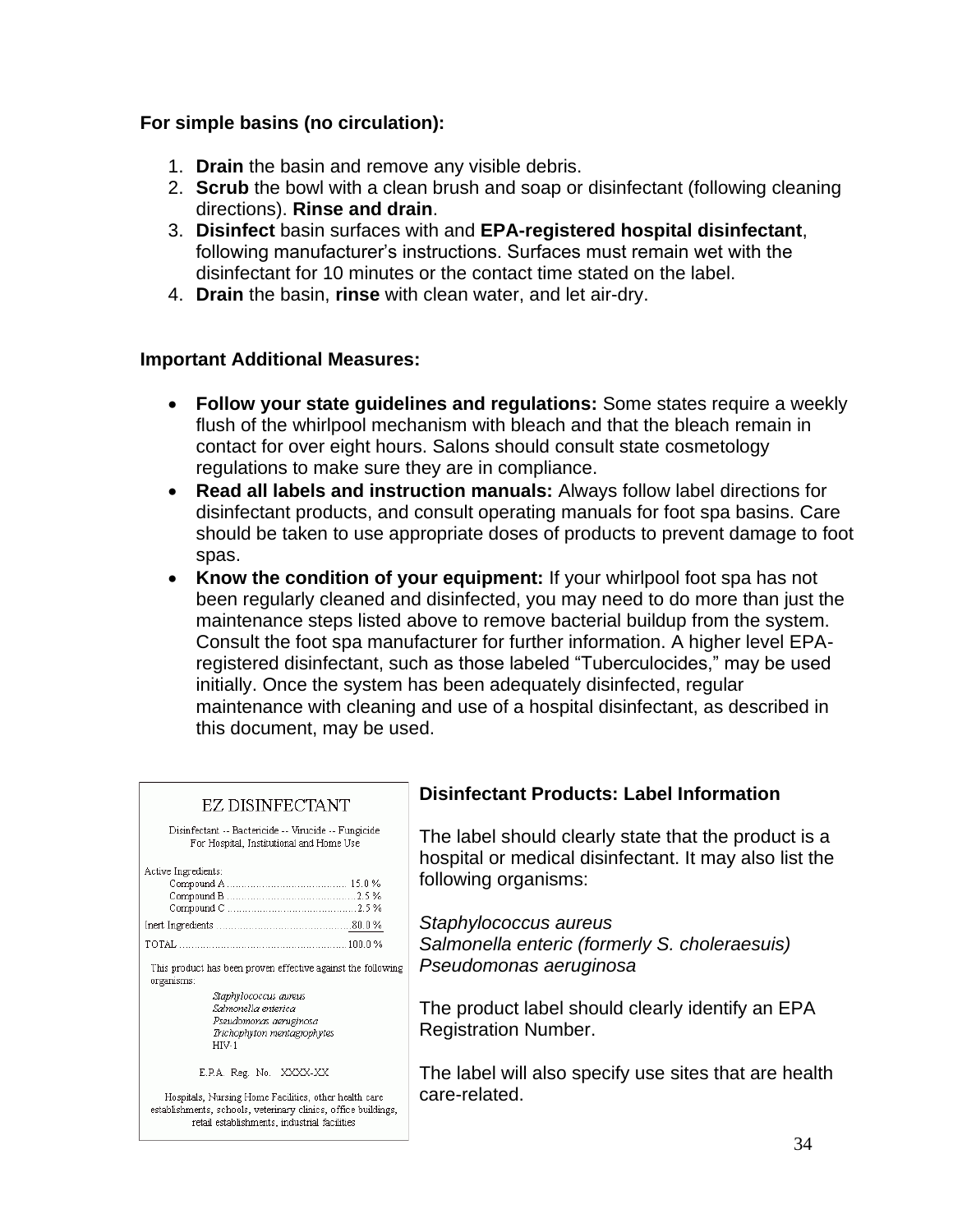**For simple basins (no circulation):**

1. **Drain** the basin and remove any visible debris.
2. **Scrub** the bowl with a clean brush and soap or disinfectant (following cleaning directions). **Rinse and drain**.
3. **Disinfect** basin surfaces with and **EPA-registered hospital disinfectant**, following manufacturer's instructions. Surfaces must remain wet with the disinfectant for 10 minutes or the contact time stated on the label.
4. **Drain** the basin, **rinse** with clean water, and let air-dry.

**Important Additional Measures:**

- **Follow your state guidelines and regulations:** Some states require a weekly flush of the whirlpool mechanism with bleach and that the bleach remain in contact for over eight hours. Salons should consult state cosmetology regulations to make sure they are in compliance.
- **Read all labels and instruction manuals:** Always follow label directions for disinfectant products, and consult operating manuals for foot spa basins. Care should be taken to use appropriate doses of products to prevent damage to foot spas.
- **Know the condition of your equipment:** If your whirlpool foot spa has not been regularly cleaned and disinfected, you may need to do more than just the maintenance steps listed above to remove bacterial buildup from the system. Consult the foot spa manufacturer for further information. A higher level EPA-registered disinfectant, such as those labeled "Tuberculocides," may be used initially. Once the system has been adequately disinfected, regular maintenance with cleaning and use of a hospital disinfectant, as described in this document, may be used.

EZ DISINFECTANT

Disinfectant -- Bactericide -- Virucide -- Fungicide
For Hospital, Institutional and Home Use

Active Ingredients:

| | |
|---|---|
| Compound A | 15.0 % |
| Compound B | 2.5 % |
| Compound C | 2.5 % |
| Inert Ingredients | 80.0 % |
| TOTAL | 100.0 % |

This product has been proven effective against the following organisms:

*Staphylococcus aureus*
*Salmonella enterica*
*Pseudomonas aeruginosa*
*Trichophyton mentagrophytes*
HIV-1

E.P.A. Reg. No. XXXX-XX

Hospitals, Nursing Home Facilities, other health care establishments, schools, veterinary clinics, office buildings, retail establishments, industrial facilities

**Disinfectant Products: Label Information**

The label should clearly state that the product is a hospital or medical disinfectant. It may also list the following organisms:

*Staphylococcus aureus*
*Salmonella enteric (formerly S. choleraesuis)*
*Pseudomonas aeruginosa*

The product label should clearly identify an EPA Registration Number.

The label will also specify use sites that are health care-related.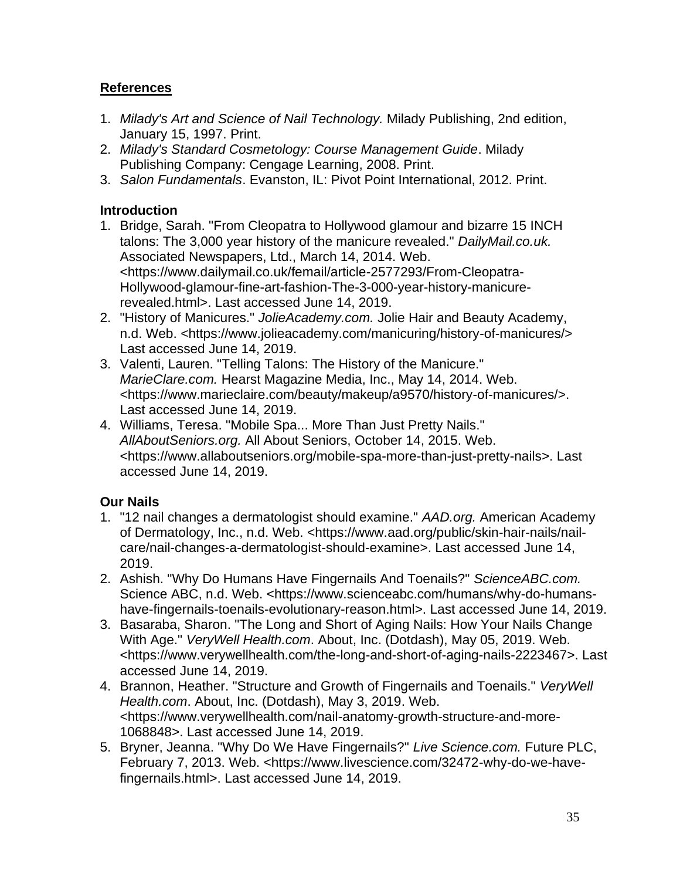## References

1. *Milady's Art and Science of Nail Technology.* Milady Publishing, 2nd edition, January 15, 1997. Print.
2. *Milady's Standard Cosmetology: Course Management Guide*. Milady Publishing Company: Cengage Learning, 2008. Print.
3. *Salon Fundamentals*. Evanston, IL: Pivot Point International, 2012. Print.

### Introduction

1. Bridge, Sarah. "From Cleopatra to Hollywood glamour and bizarre 15 INCH talons: The 3,000 year history of the manicure revealed." *DailyMail.co.uk.* Associated Newspapers, Ltd., March 14, 2014. Web. <https://www.dailymail.co.uk/femail/article-2577293/From-Cleopatra-Hollywood-glamour-fine-art-fashion-The-3-000-year-history-manicure-revealed.html>. Last accessed June 14, 2019.
2. "History of Manicures." *JolieAcademy.com.* Jolie Hair and Beauty Academy, n.d. Web. <https://www.jolieacademy.com/manicuring/history-of-manicures/> Last accessed June 14, 2019.
3. Valenti, Lauren. "Telling Talons: The History of the Manicure." *MarieClare.com.* Hearst Magazine Media, Inc., May 14, 2014. Web. <https://www.marieclaire.com/beauty/makeup/a9570/history-of-manicures/>. Last accessed June 14, 2019.
4. Williams, Teresa. "Mobile Spa... More Than Just Pretty Nails." *AllAboutSeniors.org.* All About Seniors, October 14, 2015. Web. <https://www.allaboutseniors.org/mobile-spa-more-than-just-pretty-nails>. Last accessed June 14, 2019.

### Our Nails

1. "12 nail changes a dermatologist should examine." *AAD.org.* American Academy of Dermatology, Inc., n.d. Web. <https://www.aad.org/public/skin-hair-nails/nail-care/nail-changes-a-dermatologist-should-examine>. Last accessed June 14, 2019.
2. Ashish. "Why Do Humans Have Fingernails And Toenails?" *ScienceABC.com.* Science ABC, n.d. Web. <https://www.scienceabc.com/humans/why-do-humans-have-fingernails-toenails-evolutionary-reason.html>. Last accessed June 14, 2019.
3. Basaraba, Sharon. "The Long and Short of Aging Nails: How Your Nails Change With Age." *VeryWell Health.com*. About, Inc. (Dotdash), May 05, 2019. Web. <https://www.verywellhealth.com/the-long-and-short-of-aging-nails-2223467>. Last accessed June 14, 2019.
4. Brannon, Heather. "Structure and Growth of Fingernails and Toenails." *VeryWell Health.com*. About, Inc. (Dotdash), May 3, 2019. Web. <https://www.verywellhealth.com/nail-anatomy-growth-structure-and-more-1068848>. Last accessed June 14, 2019.
5. Bryner, Jeanna. "Why Do We Have Fingernails?" *Live Science.com.* Future PLC, February 7, 2013. Web. <https://www.livescience.com/32472-why-do-we-have-fingernails.html>. Last accessed June 14, 2019.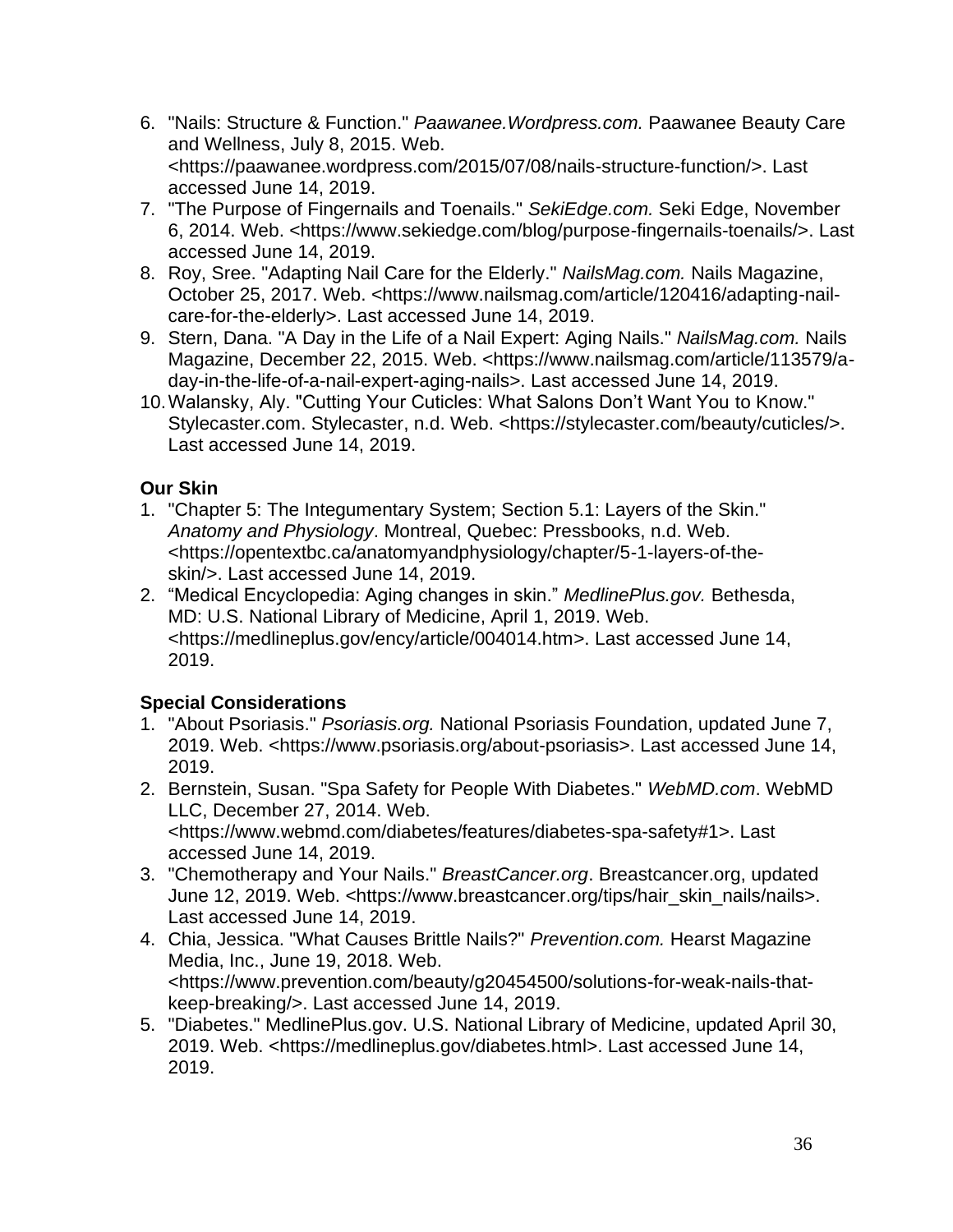6. "Nails: Structure & Function." *Paawanee.Wordpress.com.* Paawanee Beauty Care and Wellness, July 8, 2015. Web. <https://paawanee.wordpress.com/2015/07/08/nails-structure-function/>. Last accessed June 14, 2019.
7. "The Purpose of Fingernails and Toenails." *SekiEdge.com.* Seki Edge, November 6, 2014. Web. <https://www.sekiedge.com/blog/purpose-fingernails-toenails/>. Last accessed June 14, 2019.
8. Roy, Sree. "Adapting Nail Care for the Elderly." *NailsMag.com.* Nails Magazine, October 25, 2017. Web. <https://www.nailsmag.com/article/120416/adapting-nail-care-for-the-elderly>. Last accessed June 14, 2019.
9. Stern, Dana. "A Day in the Life of a Nail Expert: Aging Nails." *NailsMag.com.* Nails Magazine, December 22, 2015. Web. <https://www.nailsmag.com/article/113579/a-day-in-the-life-of-a-nail-expert-aging-nails>. Last accessed June 14, 2019.
10. Walansky, Aly. "Cutting Your Cuticles: What Salons Don't Want You to Know." Stylecaster.com. Stylecaster, n.d. Web. <https://stylecaster.com/beauty/cuticles/>. Last accessed June 14, 2019.

**Our Skin**

1. "Chapter 5: The Integumentary System; Section 5.1: Layers of the Skin." *Anatomy and Physiology*. Montreal, Quebec: Pressbooks, n.d. Web. <https://opentextbc.ca/anatomyandphysiology/chapter/5-1-layers-of-the-skin/>. Last accessed June 14, 2019.
2. "Medical Encyclopedia: Aging changes in skin." *MedlinePlus.gov.* Bethesda, MD: U.S. National Library of Medicine, April 1, 2019. Web. <https://medlineplus.gov/ency/article/004014.htm>. Last accessed June 14, 2019.

**Special Considerations**

1. "About Psoriasis." *Psoriasis.org.* National Psoriasis Foundation, updated June 7, 2019. Web. <https://www.psoriasis.org/about-psoriasis>. Last accessed June 14, 2019.
2. Bernstein, Susan. "Spa Safety for People With Diabetes." *WebMD.com*. WebMD LLC, December 27, 2014. Web. <https://www.webmd.com/diabetes/features/diabetes-spa-safety#1>. Last accessed June 14, 2019.
3. "Chemotherapy and Your Nails." *BreastCancer.org*. Breastcancer.org, updated June 12, 2019. Web. <https://www.breastcancer.org/tips/hair_skin_nails/nails>. Last accessed June 14, 2019.
4. Chia, Jessica. "What Causes Brittle Nails?" *Prevention.com.* Hearst Magazine Media, Inc., June 19, 2018. Web. <https://www.prevention.com/beauty/g20454500/solutions-for-weak-nails-that-keep-breaking/>. Last accessed June 14, 2019.
5. "Diabetes." MedlinePlus.gov. U.S. National Library of Medicine, updated April 30, 2019. Web. <https://medlineplus.gov/diabetes.html>. Last accessed June 14, 2019.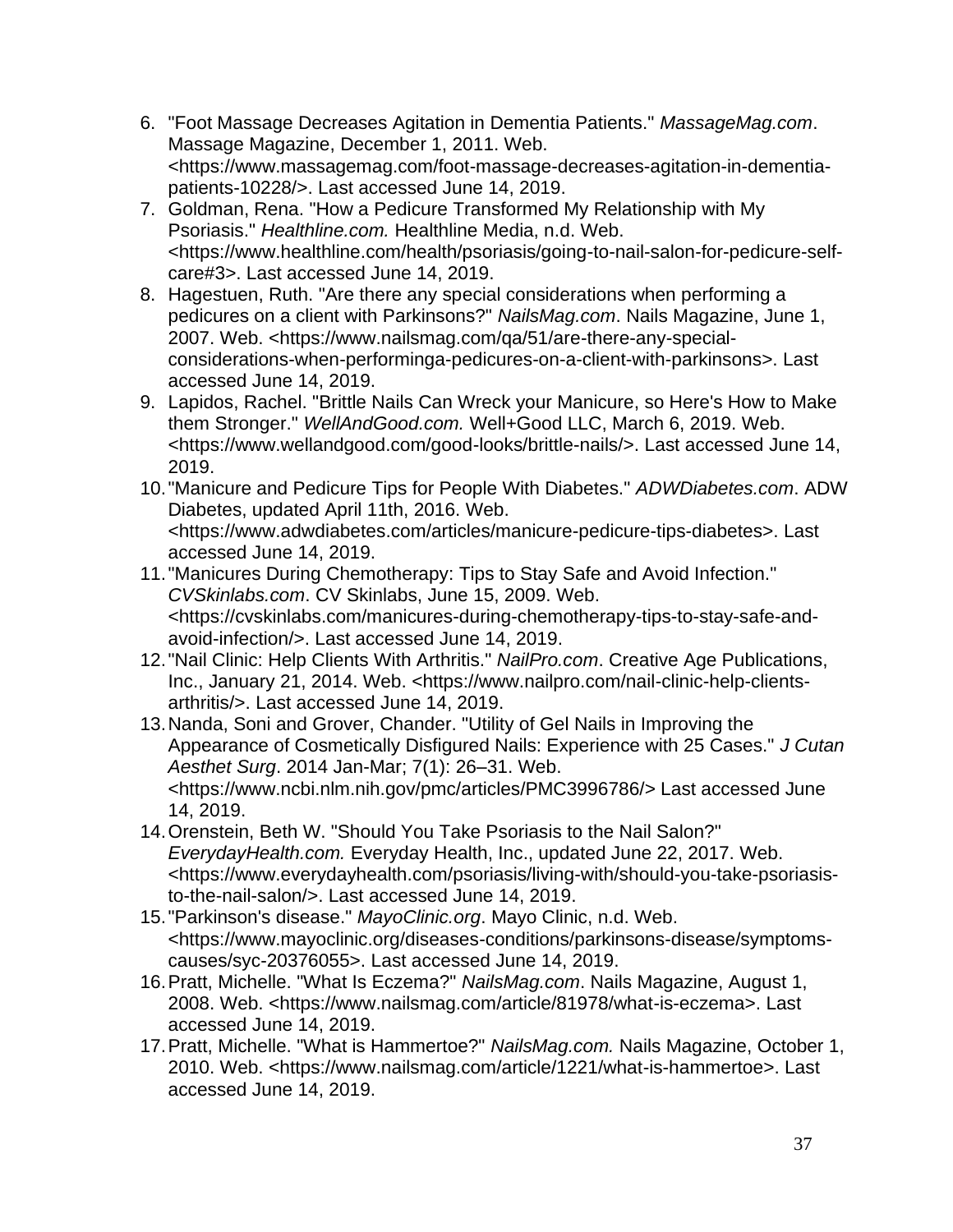6. "Foot Massage Decreases Agitation in Dementia Patients." *MassageMag.com*. Massage Magazine, December 1, 2011. Web. <https://www.massagemag.com/foot-massage-decreases-agitation-in-dementia-patients-10228/>. Last accessed June 14, 2019.
7. Goldman, Rena. "How a Pedicure Transformed My Relationship with My Psoriasis." *Healthline.com.* Healthline Media, n.d. Web. <https://www.healthline.com/health/psoriasis/going-to-nail-salon-for-pedicure-self-care#3>. Last accessed June 14, 2019.
8. Hagestuen, Ruth. "Are there any special considerations when performing a pedicures on a client with Parkinsons?" *NailsMag.com*. Nails Magazine, June 1, 2007. Web. <https://www.nailsmag.com/qa/51/are-there-any-special-considerations-when-performinga-pedicures-on-a-client-with-parkinsons>. Last accessed June 14, 2019.
9. Lapidos, Rachel. "Brittle Nails Can Wreck your Manicure, so Here's How to Make them Stronger." *WellAndGood.com.* Well+Good LLC, March 6, 2019. Web. <https://www.wellandgood.com/good-looks/brittle-nails/>. Last accessed June 14, 2019.
10. "Manicure and Pedicure Tips for People With Diabetes." *ADWDiabetes.com*. ADW Diabetes, updated April 11th, 2016. Web. <https://www.adwdiabetes.com/articles/manicure-pedicure-tips-diabetes>. Last accessed June 14, 2019.
11. "Manicures During Chemotherapy: Tips to Stay Safe and Avoid Infection." *CVSkinlabs.com*. CV Skinlabs, June 15, 2009. Web. <https://cvskinlabs.com/manicures-during-chemotherapy-tips-to-stay-safe-and-avoid-infection/>. Last accessed June 14, 2019.
12. "Nail Clinic: Help Clients With Arthritis." *NailPro.com*. Creative Age Publications, Inc., January 21, 2014. Web. <https://www.nailpro.com/nail-clinic-help-clients-arthritis/>. Last accessed June 14, 2019.
13. Nanda, Soni and Grover, Chander. "Utility of Gel Nails in Improving the Appearance of Cosmetically Disfigured Nails: Experience with 25 Cases." *J Cutan Aesthet Surg*. 2014 Jan-Mar; 7(1): 26–31. Web. <https://www.ncbi.nlm.nih.gov/pmc/articles/PMC3996786/> Last accessed June 14, 2019.
14. Orenstein, Beth W. "Should You Take Psoriasis to the Nail Salon?" *EverydayHealth.com.* Everyday Health, Inc., updated June 22, 2017. Web. <https://www.everydayhealth.com/psoriasis/living-with/should-you-take-psoriasis-to-the-nail-salon/>. Last accessed June 14, 2019.
15. "Parkinson's disease." *MayoClinic.org*. Mayo Clinic, n.d. Web. <https://www.mayoclinic.org/diseases-conditions/parkinsons-disease/symptoms-causes/syc-20376055>. Last accessed June 14, 2019.
16. Pratt, Michelle. "What Is Eczema?" *NailsMag.com*. Nails Magazine, August 1, 2008. Web. <https://www.nailsmag.com/article/81978/what-is-eczema>. Last accessed June 14, 2019.
17. Pratt, Michelle. "What is Hammertoe?" *NailsMag.com.* Nails Magazine, October 1, 2010. Web. <https://www.nailsmag.com/article/1221/what-is-hammertoe>. Last accessed June 14, 2019.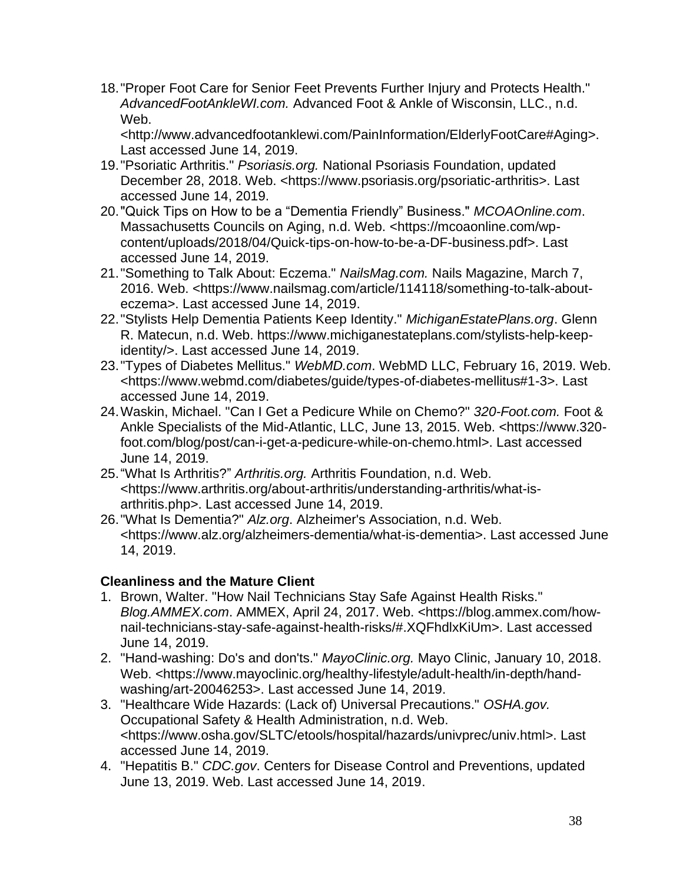18. "Proper Foot Care for Senior Feet Prevents Further Injury and Protects Health." *AdvancedFootAnkleWI.com.* Advanced Foot & Ankle of Wisconsin, LLC., n.d. Web. <http://www.advancedfootanklewi.com/PainInformation/ElderlyFootCare#Aging>. Last accessed June 14, 2019.
19. "Psoriatic Arthritis." *Psoriasis.org.* National Psoriasis Foundation, updated December 28, 2018. Web. <https://www.psoriasis.org/psoriatic-arthritis>. Last accessed June 14, 2019.
20. "Quick Tips on How to be a "Dementia Friendly" Business." *MCOAOnline.com*. Massachusetts Councils on Aging, n.d. Web. <https://mcoaonline.com/wp-content/uploads/2018/04/Quick-tips-on-how-to-be-a-DF-business.pdf>. Last accessed June 14, 2019.
21. "Something to Talk About: Eczema." *NailsMag.com.* Nails Magazine, March 7, 2016. Web. <https://www.nailsmag.com/article/114118/something-to-talk-about-eczema>. Last accessed June 14, 2019.
22. "Stylists Help Dementia Patients Keep Identity." *MichiganEstatePlans.org*. Glenn R. Matecun, n.d. Web. https://www.michiganestateplans.com/stylists-help-keep-identity/>. Last accessed June 14, 2019.
23. "Types of Diabetes Mellitus." *WebMD.com*. WebMD LLC, February 16, 2019. Web. <https://www.webmd.com/diabetes/guide/types-of-diabetes-mellitus#1-3>. Last accessed June 14, 2019.
24. Waskin, Michael. "Can I Get a Pedicure While on Chemo?" *320-Foot.com.* Foot & Ankle Specialists of the Mid-Atlantic, LLC, June 13, 2015. Web. <https://www.320-foot.com/blog/post/can-i-get-a-pedicure-while-on-chemo.html>. Last accessed June 14, 2019.
25. "What Is Arthritis?" *Arthritis.org.* Arthritis Foundation, n.d. Web. <https://www.arthritis.org/about-arthritis/understanding-arthritis/what-is-arthritis.php>. Last accessed June 14, 2019.
26. "What Is Dementia?" *Alz.org*. Alzheimer's Association, n.d. Web. <https://www.alz.org/alzheimers-dementia/what-is-dementia>. Last accessed June 14, 2019.

**Cleanliness and the Mature Client**

1. Brown, Walter. "How Nail Technicians Stay Safe Against Health Risks." *Blog.AMMEX.com*. AMMEX, April 24, 2017. Web. <https://blog.ammex.com/how-nail-technicians-stay-safe-against-health-risks/#.XQFhdlxKiUm>. Last accessed June 14, 2019.
2. "Hand-washing: Do's and don'ts." *MayoClinic.org.* Mayo Clinic, January 10, 2018. Web. <https://www.mayoclinic.org/healthy-lifestyle/adult-health/in-depth/hand-washing/art-20046253>. Last accessed June 14, 2019.
3. "Healthcare Wide Hazards: (Lack of) Universal Precautions." *OSHA.gov.* Occupational Safety & Health Administration, n.d. Web. <https://www.osha.gov/SLTC/etools/hospital/hazards/univprec/univ.html>. Last accessed June 14, 2019.
4. "Hepatitis B." *CDC.gov*. Centers for Disease Control and Preventions, updated June 13, 2019. Web. Last accessed June 14, 2019.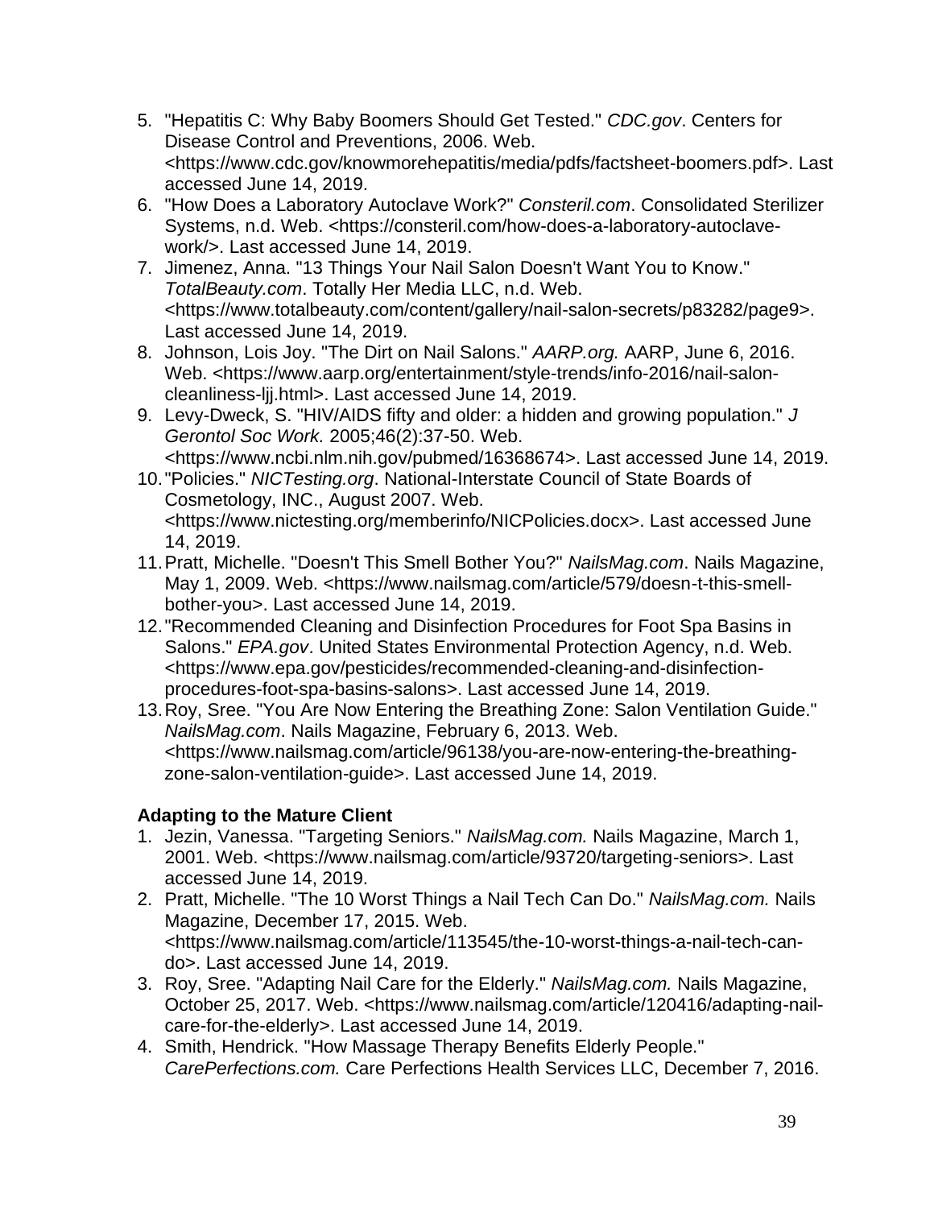5. "Hepatitis C: Why Baby Boomers Should Get Tested." *CDC.gov*. Centers for Disease Control and Preventions, 2006. Web. <https://www.cdc.gov/knowmorehepatitis/media/pdfs/factsheet-boomers.pdf>. Last accessed June 14, 2019.
6. "How Does a Laboratory Autoclave Work?" *Consteril.com*. Consolidated Sterilizer Systems, n.d. Web. <https://consteril.com/how-does-a-laboratory-autoclave-work/>. Last accessed June 14, 2019.
7. Jimenez, Anna. "13 Things Your Nail Salon Doesn't Want You to Know." *TotalBeauty.com*. Totally Her Media LLC, n.d. Web. <https://www.totalbeauty.com/content/gallery/nail-salon-secrets/p83282/page9>. Last accessed June 14, 2019.
8. Johnson, Lois Joy. "The Dirt on Nail Salons." *AARP.org.* AARP, June 6, 2016. Web. <https://www.aarp.org/entertainment/style-trends/info-2016/nail-salon-cleanliness-ljj.html>. Last accessed June 14, 2019.
9. Levy-Dweck, S. "HIV/AIDS fifty and older: a hidden and growing population." *J Gerontol Soc Work.* 2005;46(2):37-50. Web. <https://www.ncbi.nlm.nih.gov/pubmed/16368674>. Last accessed June 14, 2019.
10. "Policies." *NICTesting.org*. National-Interstate Council of State Boards of Cosmetology, INC., August 2007. Web. <https://www.nictesting.org/memberinfo/NICPolicies.docx>. Last accessed June 14, 2019.
11. Pratt, Michelle. "Doesn't This Smell Bother You?" *NailsMag.com*. Nails Magazine, May 1, 2009. Web. <https://www.nailsmag.com/article/579/doesn-t-this-smell-bother-you>. Last accessed June 14, 2019.
12. "Recommended Cleaning and Disinfection Procedures for Foot Spa Basins in Salons." *EPA.gov*. United States Environmental Protection Agency, n.d. Web. <https://www.epa.gov/pesticides/recommended-cleaning-and-disinfection-procedures-foot-spa-basins-salons>. Last accessed June 14, 2019.
13. Roy, Sree. "You Are Now Entering the Breathing Zone: Salon Ventilation Guide." *NailsMag.com*. Nails Magazine, February 6, 2013. Web. <https://www.nailsmag.com/article/96138/you-are-now-entering-the-breathing-zone-salon-ventilation-guide>. Last accessed June 14, 2019.

**Adapting to the Mature Client**

1. Jezin, Vanessa. "Targeting Seniors." *NailsMag.com.* Nails Magazine, March 1, 2001. Web. <https://www.nailsmag.com/article/93720/targeting-seniors>. Last accessed June 14, 2019.
2. Pratt, Michelle. "The 10 Worst Things a Nail Tech Can Do." *NailsMag.com.* Nails Magazine, December 17, 2015. Web. <https://www.nailsmag.com/article/113545/the-10-worst-things-a-nail-tech-can-do>. Last accessed June 14, 2019.
3. Roy, Sree. "Adapting Nail Care for the Elderly." *NailsMag.com.* Nails Magazine, October 25, 2017. Web. <https://www.nailsmag.com/article/120416/adapting-nail-care-for-the-elderly>. Last accessed June 14, 2019.
4. Smith, Hendrick. "How Massage Therapy Benefits Elderly People." *CarePerfections.com.* Care Perfections Health Services LLC, December 7, 2016.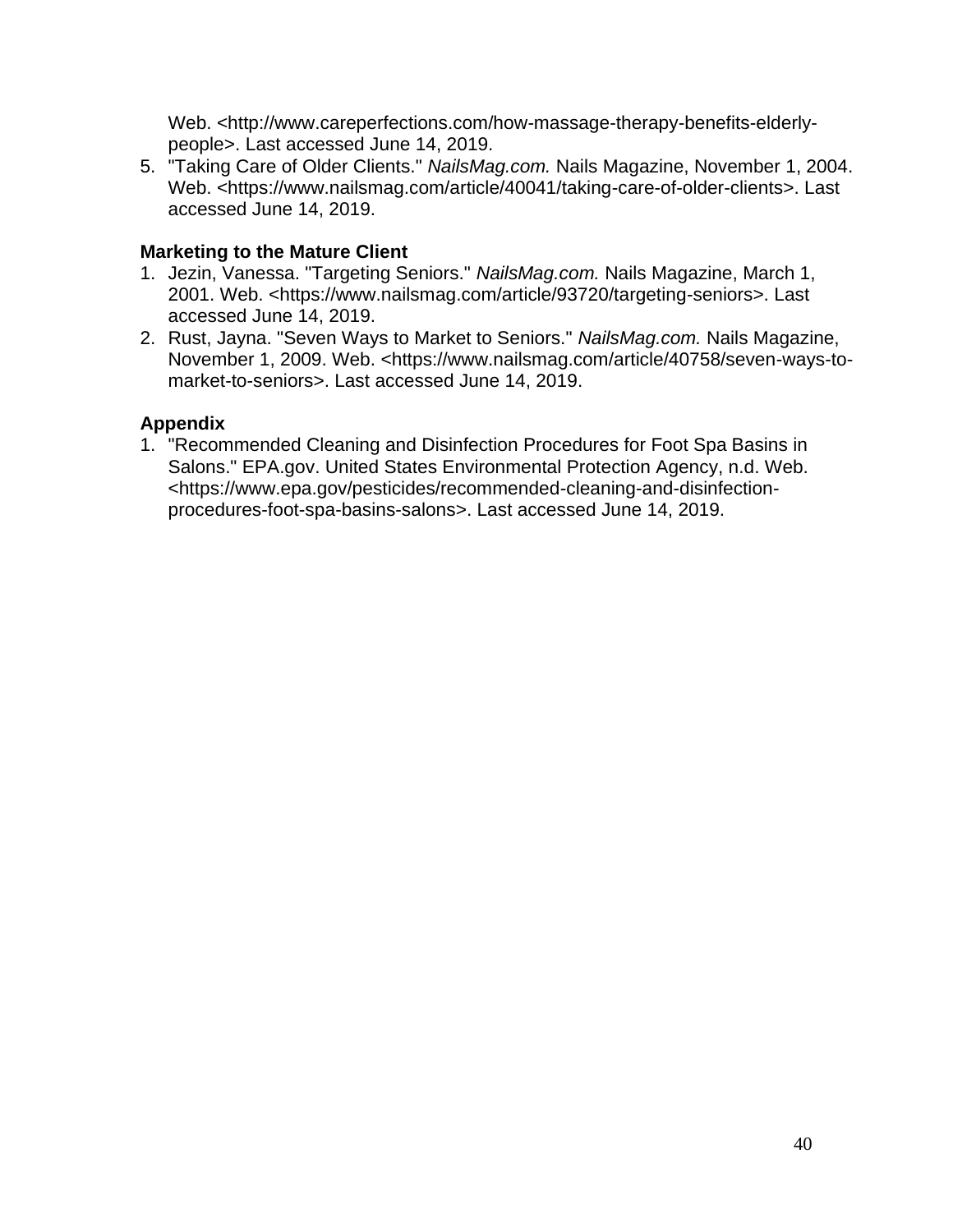Web. <http://www.careperfections.com/how-massage-therapy-benefits-elderly-people>. Last accessed June 14, 2019.

5. "Taking Care of Older Clients." *NailsMag.com.* Nails Magazine, November 1, 2004. Web. <https://www.nailsmag.com/article/40041/taking-care-of-older-clients>. Last accessed June 14, 2019.

### Marketing to the Mature Client

1. Jezin, Vanessa. "Targeting Seniors." *NailsMag.com.* Nails Magazine, March 1, 2001. Web. <https://www.nailsmag.com/article/93720/targeting-seniors>. Last accessed June 14, 2019.
2. Rust, Jayna. "Seven Ways to Market to Seniors." *NailsMag.com.* Nails Magazine, November 1, 2009. Web. <https://www.nailsmag.com/article/40758/seven-ways-to-market-to-seniors>. Last accessed June 14, 2019.

### Appendix

1. "Recommended Cleaning and Disinfection Procedures for Foot Spa Basins in Salons." EPA.gov. United States Environmental Protection Agency, n.d. Web. <https://www.epa.gov/pesticides/recommended-cleaning-and-disinfection-procedures-foot-spa-basins-salons>. Last accessed June 14, 2019.